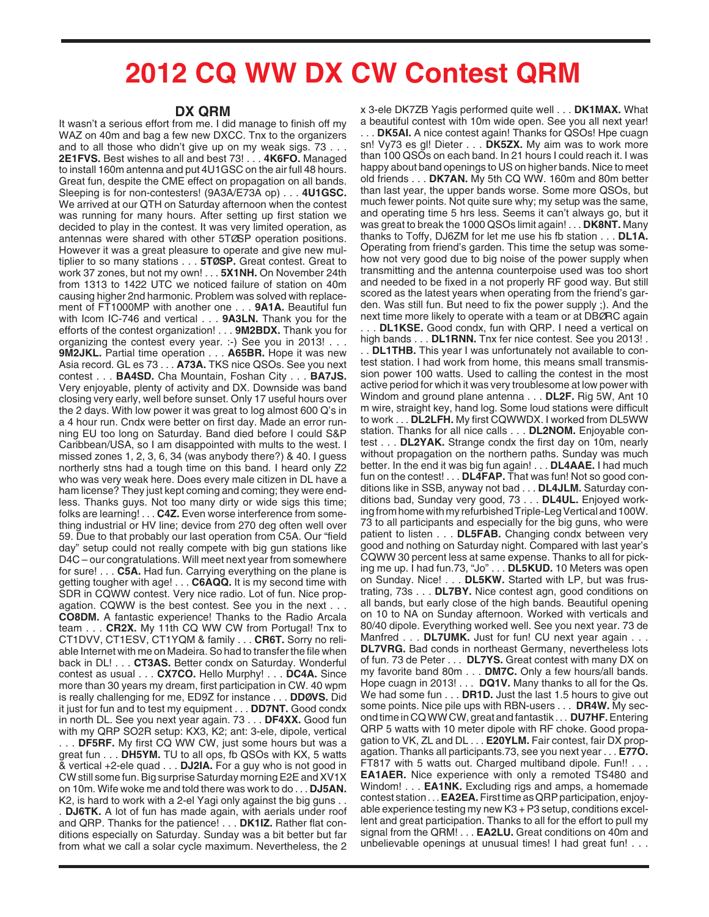# 2012 CQ WW DX CW Contest QRM

## DX QRM

It wasn't a serious effort from me. I did manage to finish off my WAZ on 40m and bag a few new DXCC. Tnx to the organizers and to all those who didn't give up on my weak sigs. 73 . . . **2E1FVS.** Best wishes to all and best 73! . . . **4K6FO.** Managed to install 160m antenna and put 4U1GSC on the air full 48 hours. Great fun, despite the CME effect on propagation on all bands. Sleeping is for non-contesters! (9A3A/E73A op) . . . **4U1GSC.** We arrived at our QTH on Saturday afternoon when the contest was running for many hours. After setting up first station we decided to play in the contest. It was very limited operation, as antennas were shared with other 5TØSP operation positions. However it was a great pleasure to operate and give new multiplier to so many stations . . . **5TØSP.** Great contest. Great to work 37 zones, but not my own! . . . **5X1NH.** On November 24th from 1313 to 1422 UTC we noticed failure of station on 40m causing higher 2nd harmonic. Problem was solved with replacement of FT1000MP with another one . . . **9A1A.** Beautiful fun with Icom IC-746 and vertical . . . **9A3LN.** Thank you for the efforts of the contest organization! . . . **9M2BDX.** Thank you for organizing the contest every year. :-) See you in 2013! . . . **9M2JKL.** Partial time operation . . . **A65BR.** Hope it was new Asia record. GL es 73 . . . **A73A.** TKS nice QSOs. See you next contest . . . **BA4SD.** Cha Mountain, Foshan City . . . **BA7JS.** Very enjoyable, plenty of activity and DX. Downside was band closing very early, well before sunset. Only 17 useful hours over the 2 days. With low power it was great to log almost 600 Q's in a 4 hour run. Cndx were better on first day. Made an error running EU too long on Saturday. Band died before I could S&P Caribbean/USA, so I am disappointed with mults to the west. I missed zones 1, 2, 3, 6, 34 (was anybody there?) & 40. I guess northerly stns had a tough time on this band. I heard only Z2 who was very weak here. Does every male citizen in DL have a ham license? They just kept coming and coming; they were endless. Thanks guys. Not too many dirty or wide sigs this time; folks are learning! . . . **C4Z.** Even worse interference from something industrial or HV line; device from 270 deg often well over 59. Due to that probably our last operation from C5A. Our "field day" setup could not really compete with big gun stations like D4C – our congratulations. Will meet next year from somewhere for sure! . . . **C5A.** Had fun. Carrying everything on the plane is getting tougher with age! . . . **C6AQQ.** It is my second time with SDR in CQWW contest. Very nice radio. Lot of fun. Nice propagation. CQWW is the best contest. See you in the next . . . **CO8DM.** A fantastic experience! Thanks to the Radio Arcala team . . . **CR2X.** My 11th CQ WW CW from Portugal! Tnx to CT1DVV, CT1ESV, CT1YQM & family . . . **CR6T.** Sorry no reliable Internet with me on Madeira. So had to transfer the file when back in DL! . . . **CT3AS.** Better condx on Saturday. Wonderful contest as usual . . . **CX7CO.** Hello Murphy! . . . **DC4A.** Since more than 30 years my dream, first participation in CW. 40 wpm is really challenging for me, ED9Z for instance . . . **DDØVS.** Did it just for fun and to test my equipment . . . **DD7NT.** Good condx in north DL. See you next year again. 73 . . . **DF4XX.** Good fun with my QRP SO2R setup: KX3, K2; ant: 3-ele, dipole, vertical . . . **DF5RF.** My first CQ WW CW, just some hours but was a great fun . . . **DH5YM.** TU to all ops, fb QSOs with KX, 5 watts & vertical +2-ele quad . . . **DJ2IA.** For a guy who is not good in CW still some fun. Big surprise Saturday morning E2E and XV1X on 10m. Wife woke me and told there was work to do . . . **DJ5AN.** K2, is hard to work with a 2-el Yagi only against the big guns . . **DJ6TK.** A lot of fun has made again, with aerials under roof and QRP. Thanks for the patience! . . . **DK1IZ.** Rather flat conditions especially on Saturday. Sunday was a bit better but far from what we call a solar cycle maximum. Nevertheless, the 2 x 3-ele DK7ZB Yagis performed quite well . . . **DK1MAX.** What a beautiful contest with 10m wide open. See you all next year! . . . **DK5AI.** A nice contest again! Thanks for QSOs! Hpe cuagn sn! Vy73 es gl! Dieter . . . **DK5ZX.** My aim was to work more than 100 QSOs on each band. In 21 hours I could reach it. I was happy about band openings to US on higher bands. Nice to meet old friends . . . **DK7AN.** My 5th CQ WW. 160m and 80m better than last year, the upper bands worse. Some more QSOs, but much fewer points. Not quite sure why; my setup was the same, and operating time 5 hrs less. Seems it can't always go, but it was great to break the 1000 QSOs limit again! . . . **DK8NT.** Many thanks to Toffy, DJ6ZM for let me use his fb station . . . **DL1A.** Operating from friend's garden. This time the setup was somehow not very good due to big noise of the power supply when transmitting and the antenna counterpoise used was too short and needed to be fixed in a not properly RF good way. But still scored as the latest years when operating from the friend's garden. Was still fun. But need to fix the power supply ;). And the next time more likely to operate with a team or at DBØRC again . . . **DL1KSE.** Good condx, fun with QRP. I need a vertical on high bands . . . **DL1RNN.** Tnx fer nice contest. See you 2013! . . . **DL1THB.** This year I was unfortunately not available to contest station. I had work from home, this means small transmission power 100 watts. Used to calling the contest in the most active period for which it was very troublesome at low power with Windom and ground plane antenna . . . **DL2F.** Rig 5W, Ant 10 m wire, straight key, hand log. Some loud stations were difficult to work . . . **DL2LFH.** My first CQWWDX. I worked from DL5WW station. Thanks for all nice calls . . . **DL2NOM.** Enjoyable contest . . . **DL2YAK.** Strange condx the first day on 10m, nearly without propagation on the northern paths. Sunday was much better. In the end it was big fun again! . . . **DL4AAE.** I had much fun on the contest! . . . **DL4FAP.** That was fun! Not so good conditions like in SSB, anyway not bad . . . **DL4JLM.** Saturday conditions bad, Sunday very good, 73 . . . **DL4UL.** Enjoyed working from home with my refurbished Triple-Leg Vertical and 100W. 73 to all participants and especially for the big guns, who were patient to listen . . . **DL5FAB.** Changing condx between very good and nothing on Saturday night. Compared with last year's CQWW 30 percent less at same expense. Thanks to all for picking me up. I had fun.73, "Jo" . . . **DL5KUD.** 10 Meters was open on Sunday. Nice! . . . **DL5KW.** Started with LP, but was frustrating, 73s . . . **DL7BY.** Nice contest agn, good conditions on all bands, but early close of the high bands. Beautiful opening on 10 to NA on Sunday afternoon. Worked with verticals and 80/40 dipole. Everything worked well. See you next year. 73 de Manfred . . . **DL7UMK.** Just for fun! CU next year again . . . **DL7VRG.** Bad conds in northeast Germany, nevertheless lots of fun. 73 de Peter . . . **DL7YS.** Great contest with many DX on my favorite band 80m . . . **DM7C.** Only a few hours/all bands. Hope cuagn in 2013! . . . **DQ1V.** Many thanks to all for the Qs. We had some fun . . . **DR1D.** Just the last 1.5 hours to give out some points. Nice pile ups with RBN-users . . . **DR4W.** My second time in CQ WW CW, great and fantastik . . . **DU7HF.** Entering QRP 5 watts with 10 meter dipole with RF choke. Good propagation to VK, ZL and DL . . . **E20YLM.** Fair contest, fair DX propagation. Thanks all participants.73, see you next year . . . **E77O.** FT817 with 5 watts out. Charged multiband dipole. Fun!! . . . **EA1AER.** Nice experience with only a remoted TS480 and Windom! . . . **EA1NK.** Excluding rigs and amps, a homemade contest station . . . **EA2EA.** First time as QRP participation, enjoyable experience testing my new K3 + P3 setup, conditions excellent and great participation. Thanks to all for the effort to pull my signal from the QRM! . . . **EA2LU.** Great conditions on 40m and unbelievable openings at unusual times! I had great fun! . . .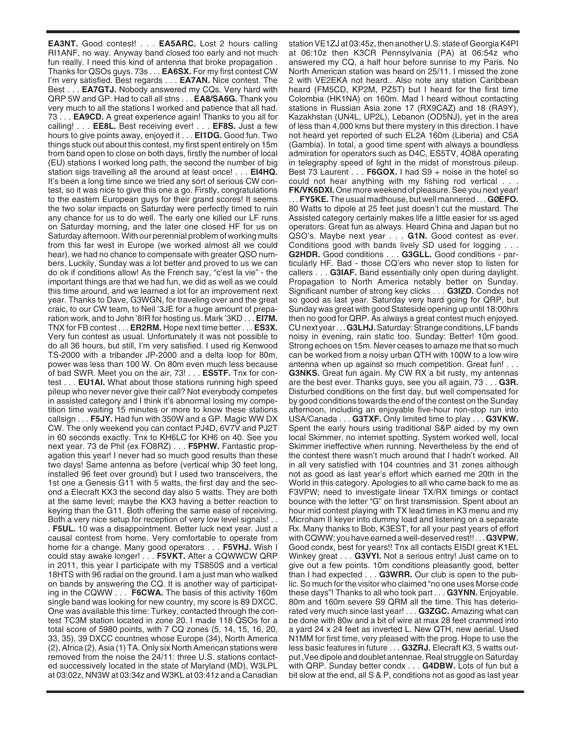**EA3NT.** Good contest! . . . **EA5ARC.** Lost 2 hours calling RI1ANF, no way. Anyway band closed too early and not much fun really. I need this kind of antenna that broke propagation . Thanks for QSOs guys. 73s . . . **EA6SX.** For my first contest CW I'm very satisfied. Best regards . . . **EA7AN.** Nice contest. The Best . . . **EA7GTJ.** Nobody answered my CQs. Very hard with QRP 5W and GP. Had to call all stns . . . **EA8/SA6G.** Thank you very much to all the stations I worked and patience that all had. 73 . . . **EA9CD.** A great experience again! Thanks to you all for calling! . . . **EE8L.** Best receiving ever! . . . **EF8S.** Just a few hours to give points away, enjoyed it . . . **EI1DG.** Good fun. Two things stuck out about this contest, my first spent entirely on 15m from band open to close on both days, firstly the number of local (EU) stations I worked long path, the second the number of big station sigs travelling all the around at least once! . . . **EI4HQ.** It's been a long time since we tried any sort of serious CW contest, so it was nice to give this one a go. Firstly, congratulations to the eastern European guys for their grand scores! It seems the two solar impacts on Saturday were perfectly timed to ruin any chance for us to do well. The early one killed our LF runs on Saturday morning, and the later one closed HF for us on Saturday afternoon. With our perennial problem of working mults from this far west in Europe (we worked almost all we could hear), we had no chance to compensate with greater QSO numbers. Luckily, Sunday was a lot better and proved to us we can do ok if conditions allow! As the French say, "c'est la vie" - the important things are that we had fun, we did as well as we could this time around, and we learned a lot for an improvement next year. Thanks to Dave, G3WGN, for traveling over and the great craic, to our CW team, to Neil '3JE for a huge amount of preparation work, and to John '8IR for hosting us. Mark '3KD . . . **EI7M.** TNX for FB contest . . . **ER2RM.** Hope next time better . . . **ES3X.** Very fun contest as usual. Unfortunately it was not possible to do all 36 hours, but still, I'm very satisfied. I used rig Kenwood TS-2000 with a tribander JP-2000 and a delta loop for 80m, power was less than 100 W. On 80m even much less because of bad SWR. Meet you on the air, 73! . . . **ES5TF.** Tnx for contest . . . **EU1AI.** What about those stations running high speed pileup who never never give their call? Not everybody competes in assisted category and I think it's abnormal losing my competition time waiting 15 minutes or more to know these stations callsign . . . **F5JY.** Had fun with 350W and a GP. Magic WW DX CW. The only weekend you can contact PJ4D, 6V7V and PJ2T in 60 seconds exactly. Tnx to KH6LC for KH6 on 40. See you next year. 73 de Phil (ex FO8RZ) . . . **F5PHW.** Fantastic propagation this year! I never had so much good results than these two days! Same antenna as before (vertical whip 30 feet long, installed 96 feet over ground) but I used two transceivers, the 1st one a Genesis G11 with 5 watts, the first day and the second a Elecraft KX3 the second day also 5 watts. They are both at the same level; maybe the KX3 having a better reaction to keying than the G11. Both offering the same ease of receiving. Both a very nice setup for reception of very low level signals! . . **F5UL.** 10 was a disappointment. Better luck next year. Just a causal contest from home. Very comfortable to operate from home for a change. Many good operators . . . **F5VHJ.** Wish I could stay awake longer! . . . **F5VKT.** After a CQWWCW QRP in 2011, this year I participate with my TS850S and a vertical 18HTS with 96 radial on the ground. I am a just man who walked on bands by answering the CQ. It is another way of participating in the CQWW . . . **F6CWA.** The basis of this activity 160m single band was looking for new country, my score is 89 DXCC. One was available this time: Turkey, contacted through the contest TC3M station located in zone 20. I made 118 QSOs for a total score of 5980 points, with 7 CQ zones (5, 14, 15, 16, 20, 33, 35), 39 DXCC countries whose Europe (34), North America (2), Africa (2), Asia (1) TA. Only six North American stations were removed from the noise the 24/11: three U.S. stations contacted successively located in the state of Maryland (MD), W3LPL at 03:02z, NN3W at 03:34z and W3KL at 03:41z and a Canadian station VE1ZJ at 03:45z, then another U.S. state of Georgia K4PI at 06:10z then K3CR Pennsylvania (PA) at 06:54z who answered my CQ, a half hour before sunrise to my Paris. No North American station was heard on 25/11. I missed the zone 2 with VE2EKA not heard.. Also note any station Caribbean heard (FM5CD, KP2M, PZ5T) but I heard for the first time Colombia (HK1NA) on 160m. Mad I heard without contacting stations in Russian Asia zone 17 (RX9CAZ) and 18 (RA9Y), Kazakhstan (UN4L, UP2L), Lebanon (OD5NJ), yet in the area of less than 4,000 kms but there mystery in this direction. I have not heard yet reported of such EL2A 160m (Liberia) and C5A (Gambia). In total, a good time spent with always a boundless admiration for operators such as D4C, ES5TV, 4O8A operating in telegraphy speed of light in the midst of monstrous pileup. Best 73 Laurent . . . **F6GOX.** I had S9 + noise in the hotel so could not hear anything with my fishing rod vertical . . . **FK/VK6DXI.** One more weekend of pleasure. See you next year! . . . **FY5KE.** The usual madhouse, but well mannered . . . **GØEFO.** 80 Watts to dipole at 25 feet just doesn't cut the mustard. The Assisted category certainly makes life a little easier for us aged operators. Great fun as always. Heard China and Japan but no QSO's. Maybe next year . . . **G1N.** Good contest as ever. Conditions good with bands lively SD used for logging . . . **G2HDR.** Good conditions . . . **G3GLL.** Good conditions - particularly HF. Bad - those CQ'ers who never stop to listen for callers . . . **G3IAF.** Band essentially only open during daylight. Propagation to North America notably better on Sunday. Significant number of strong key clicks . . . **G3IZD.** Condxs not so good as last year. Saturday very hard going for QRP, but Sunday was great with good Stateside opening up until 18:00hrs then no good for QRP. As always a great contest much enjoyed. CU next year . . . **G3LHJ.** Saturday: Strange conditions, LF bands noisy in evening, rain static too. Sunday: Better! 10m good. Strong echoes on 15m. Never ceases to amaze me that so much can be worked from a noisy urban QTH with 100W to a low wire antenna when up against so much competition. Great fun! . . . **G3NKS.** Great fun again. My CW RX a bit rusty, my antennas are the best ever. Thanks guys, see you all again, 73 . . . **G3R.** Disturbed conditions on the first day, but well compensated for by good conditions towards the end of the contest on the Sunday afternoon, including an enjoyable five-hour non-stop run into USA/Canada . . . **G3TXF.** Only limited time to play . . . **G3VKW.** Spent the early hours using traditional S&P aided by my own local Skimmer, no internet spotting. System worked well, local Skimmer ineffective when running. Nevertheless by the end of the contest there wasn't much around that I hadn't worked. All in all very satisfied with 104 countries and 31 zones although not as good as last year's effort which earned me 20th in the World in this category. Apologies to all who came back to me as F3VPW; need to investigate linear TX/RX timings or contact bounce with the letter "G" on first transmission. Spent about an hour mid contest playing with TX lead times in K3 menu and my Microham II keyer into dummy load and listening on a separate Rx. Many thanks to Bob, K3EST, for all your past years of effort with CQWW; you have earned a well-deserved rest!! . . . **G3VPW.** Good condx, best for years!! Tnx all contacts EI5DI great K1EL Winkey great . . . **G3VYI.** Not a serious entry! Just came on to give out a few points. 10m conditions pleasantly good, better than I had expected . . . **G3WRR.** Our club is open to the public. So much for the visitor who claimed "no one uses Morse code these days"! Thanks to all who took part . . . **G3YNN.** Enjoyable. 80m and 160m severe S9 QRM all the time. This has deteriorated very much since last year! . . . **G3ZGC.** Amazing what can be done with 80w and a bit of wire at max 28 feet crammed into a yard 24 x 24 feet as inverted L. New QTH, new aerial. Used N1MM for first time, very pleased with the prog. Hope to use the less basic features in future . . . **G3ZRJ.** Elecraft K3, 5 watts output ,Vee dipole and doublet antennae. Real struggle on Saturday with QRP. Sunday better condx . . . **G4DBW.** Lots of fun but a bit slow at the end, all S & P, conditions not as good as last year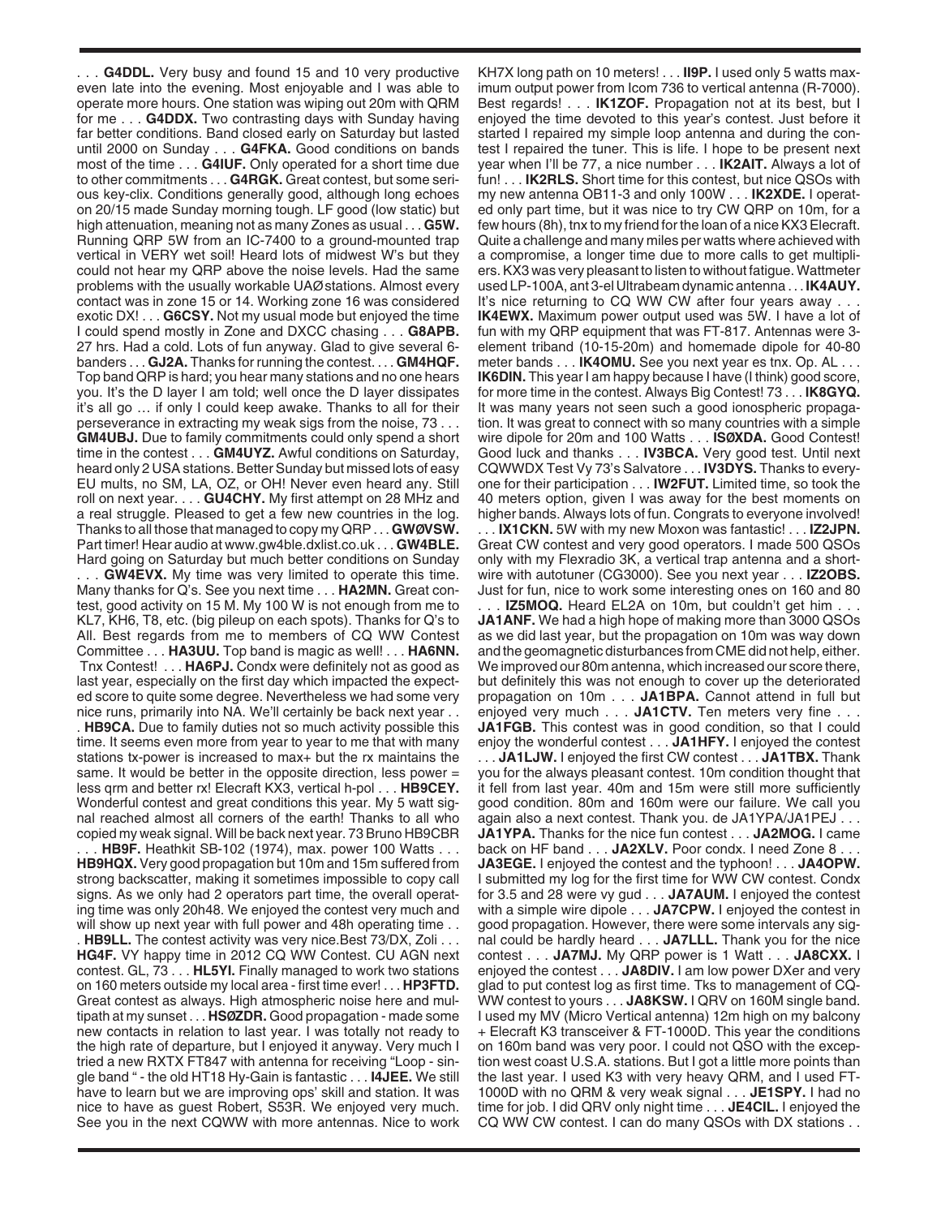. . . **G4DDL.** Very busy and found 15 and 10 very productive even late into the evening. Most enjoyable and I was able to operate more hours. One station was wiping out 20m with QRM for me . . . **G4DDX.** Two contrasting days with Sunday having far better conditions. Band closed early on Saturday but lasted until 2000 on Sunday . . . **G4FKA.** Good conditions on bands most of the time . . . **G4IUF.** Only operated for a short time due to other commitments . . . **G4RGK.** Great contest, but some serious key-clix. Conditions generally good, although long echoes on 20/15 made Sunday morning tough. LF good (low static) but high attenuation, meaning not as many Zones as usual . . . **G5W.** Running QRP 5W from an IC-7400 to a ground-mounted trap vertical in VERY wet soil! Heard lots of midwest W's but they could not hear my QRP above the noise levels. Had the same problems with the usually workable UAØ stations. Almost every contact was in zone 15 or 14. Working zone 16 was considered exotic DX! . . . **G6CSY.** Not my usual mode but enjoyed the time I could spend mostly in Zone and DXCC chasing . . . **G8APB.** 27 hrs. Had a cold. Lots of fun anyway. Glad to give several 6-banders . . . **GJ2A.** Thanks for running the contest. . . . **GM4HQF.** Top band QRP is hard; you hear many stations and no one hears you. It's the D layer I am told; well once the D layer dissipates it's all go … if only I could keep awake. Thanks to all for their perseverance in extracting my weak sigs from the noise, 73 . . . **GM4UBJ.** Due to family commitments could only spend a short time in the contest . . . **GM4UYZ.** Awful conditions on Saturday, heard only 2 USA stations. Better Sunday but missed lots of easy EU mults, no SM, LA, OZ, or OH! Never even heard any. Still roll on next year. . . . **GU4CHY.** My first attempt on 28 MHz and a real struggle. Pleased to get a few new countries in the log. Thanks to all those that managed to copy my QRP . . . **GWØVSW.** Part timer! Hear audio at www.gw4ble.dxlist.co.uk . . . **GW4BLE.** Hard going on Saturday but much better conditions on Sunday . . . **GW4EVX.** My time was very limited to operate this time. Many thanks for Q's. See you next time . . . **HA2MN.** Great contest, good activity on 15 M. My 100 W is not enough from me to KL7, KH6, T8, etc. (big pileup on each spots). Thanks for Q's to All. Best regards from me to members of CQ WW Contest Committee . . . **HA3UU.** Top band is magic as well! . . . **HA6NN.** Tnx Contest! . . . **HA6PJ.** Condx were definitely not as good as last year, especially on the first day which impacted the expected score to quite some degree. Nevertheless we had some very nice runs, primarily into NA. We'll certainly be back next year . . . **HB9CA.** Due to family duties not so much activity possible this time. It seems even more from year to year to me that with many stations tx-power is increased to max+ but the rx maintains the same. It would be better in the opposite direction, less power = less qrm and better rx! Elecraft KX3, vertical h-pol . . . **HB9CEY.** Wonderful contest and great conditions this year. My 5 watt signal reached almost all corners of the earth! Thanks to all who copied my weak signal. Will be back next year. 73 Bruno HB9CBR . . . **HB9F.** Heathkit SB-102 (1974), max. power 100 Watts . . . **HB9HQX.** Very good propagation but 10m and 15m suffered from strong backscatter, making it sometimes impossible to copy call signs. As we only had 2 operators part time, the overall operating time was only 20h48. We enjoyed the contest very much and will show up next year with full power and 48h operating time . . . **HB9LL.** The contest activity was very nice.Best 73/DX, Zoli . . . **HG4F.** VY happy time in 2012 CQ WW Contest. CU AGN next contest. GL, 73 . . . **HL5YI.** Finally managed to work two stations on 160 meters outside my local area - first time ever! . . . **HP3FTD.** Great contest as always. High atmospheric noise here and multipath at my sunset . . . **HSØZDR.** Good propagation - made some new contacts in relation to last year. I was totally not ready to the high rate of departure, but I enjoyed it anyway. Very much I tried a new RXTX FT847 with antenna for receiving "Loop - single band " - the old HT18 Hy-Gain is fantastic . . . **I4JEE.** We still have to learn but we are improving ops' skill and station. It was nice to have as guest Robert, S53R. We enjoyed very much. See you in the next CQWW with more antennas. Nice to work KH7X long path on 10 meters! . . . **II9P.** I used only 5 watts maximum output power from Icom 736 to vertical antenna (R-7000). Best regards! . . . **IK1ZOF.** Propagation not at its best, but I enjoyed the time devoted to this year's contest. Just before it started I repaired my simple loop antenna and during the contest I repaired the tuner. This is life. I hope to be present next year when I'll be 77, a nice number . . . **IK2AIT.** Always a lot of fun! . . . **IK2RLS.** Short time for this contest, but nice QSOs with my new antenna OB11-3 and only 100W . . . **IK2XDE.** I operated only part time, but it was nice to try CW QRP on 10m, for a few hours (8h), tnx to my friend for the loan of a nice KX3 Elecraft. Quite a challenge and many miles per watts where achieved with a compromise, a longer time due to more calls to get multipliers. KX3 was very pleasant to listen to without fatigue. Wattmeter used LP-100A, ant 3-el Ultrabeam dynamic antenna . . . **IK4AUY.** It's nice returning to CQ WW CW after four years away . . . **IK4EWX.** Maximum power output used was 5W. I have a lot of fun with my QRP equipment that was FT-817. Antennas were 3-element triband (10-15-20m) and homemade dipole for 40-80 meter bands . . . **IK4OMU.** See you next year es tnx. Op. AL . . . **IK6DIN.** This year I am happy because I have (I think) good score, for more time in the contest. Always Big Contest! 73 . . . **IK8GYQ.** It was many years not seen such a good ionospheric propagation. It was great to connect with so many countries with a simple wire dipole for 20m and 100 Watts . . . **ISØXDA.** Good Contest! Good luck and thanks . . . **IV3BCA.** Very good test. Until next CQWWDX Test Vy 73's Salvatore . . . **IV3DYS.** Thanks to everyone for their participation . . . **IW2FUT.** Limited time, so took the 40 meters option, given I was away for the best moments on higher bands. Always lots of fun. Congrats to everyone involved! . . . **IX1CKN.** 5W with my new Moxon was fantastic! . . . **IZ2JPN.** Great CW contest and very good operators. I made 500 QSOs only with my Flexradio 3K, a vertical trap antenna and a short-wire with autotuner (CG3000). See you next year . . . **IZ2OBS.** Just for fun, nice to work some interesting ones on 160 and 80 . . . **IZ5MOQ.** Heard EL2A on 10m, but couldn't get him . . . **JA1ANF.** We had a high hope of making more than 3000 QSOs as we did last year, but the propagation on 10m was way down and the geomagnetic disturbances from CME did not help, either. We improved our 80m antenna, which increased our score there, but definitely this was not enough to cover up the deteriorated propagation on 10m . . . **JA1BPA.** Cannot attend in full but enjoyed very much . . . **JA1CTV.** Ten meters very fine . . . **JA1FGB.** This contest was in good condition, so that I could enjoy the wonderful contest . . . **JA1HFY.** I enjoyed the contest . . . **JA1LJW.** I enjoyed the first CW contest . . . **JA1TBX.** Thank you for the always pleasant contest. 10m condition thought that it fell from last year. 40m and 15m were still more sufficiently good condition. 80m and 160m were our failure. We call you again also a next contest. Thank you. de JA1YPA/JA1PEJ . . . **JA1YPA.** Thanks for the nice fun contest . . . **JA2MOG.** I came back on HF band . . . **JA2XLV.** Poor condx. I need Zone 8 . . . **JA3EGE.** I enjoyed the contest and the typhoon! . . . **JA4OPW.** I submitted my log for the first time for WW CW contest. Condx for 3.5 and 28 were vy gud . . . **JA7AUM.** I enjoyed the contest with a simple wire dipole . . . **JA7CPW.** I enjoyed the contest in good propagation. However, there were some intervals any signal could be hardly heard . . . **JA7LLL.** Thank you for the nice contest . . . **JA7MJ.** My QRP power is 1 Watt . . . **JA8CXX.** I enjoyed the contest . . . **JA8DIV.** I am low power DXer and very glad to put contest log as first time. Tks to management of CQ-WW contest to yours . . . **JA8KSW.** I QRV on 160M single band. I used my MV (Micro Vertical antenna) 12m high on my balcony + Elecraft K3 transceiver & FT-1000D. This year the conditions on 160m band was very poor. I could not QSO with the exception west coast U.S.A. stations. But I got a little more points than the last year. I used K3 with very heavy QRM, and I used FT-1000D with no QRM & very weak signal . . . **JE1SPY.** I had no time for job. I did QRV only night time . . . **JE4CIL.** I enjoyed the CQ WW CW contest. I can do many QSOs with DX stations . .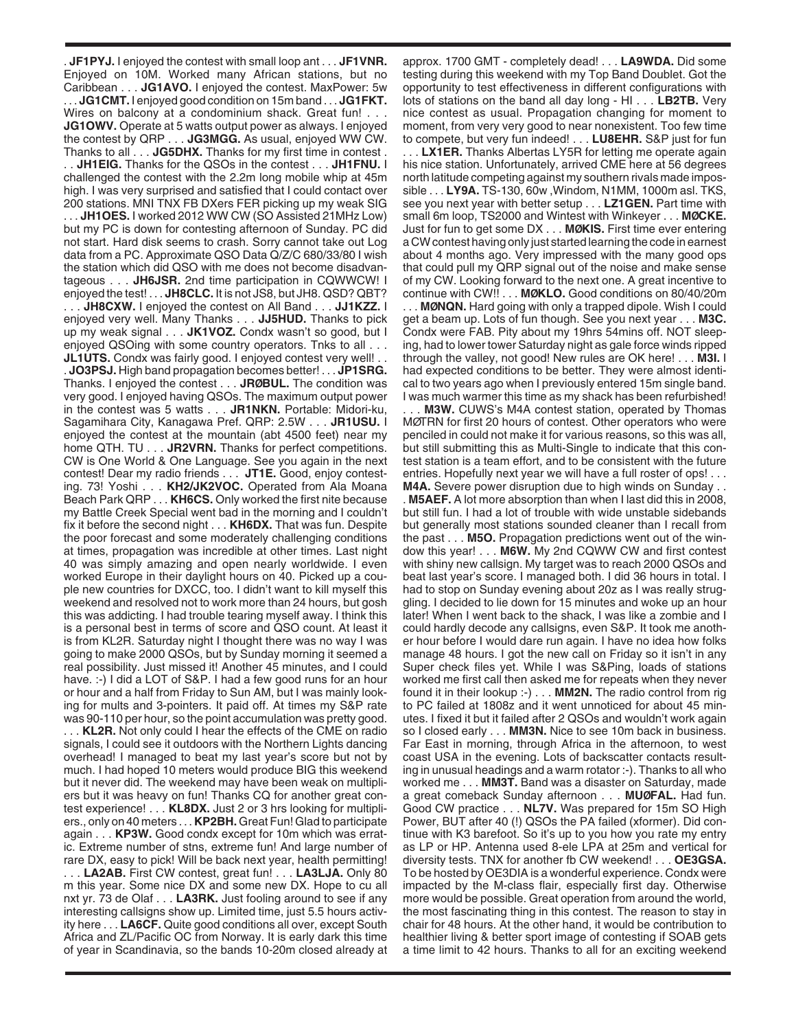. **JF1PYJ.** I enjoyed the contest with small loop ant . . . **JF1VNR.** Enjoyed on 10M. Worked many African stations, but no Caribbean . . . **JG1AVO.** I enjoyed the contest. MaxPower: 5w . . . **JG1CMT.** I enjoyed good condition on 15m band . . . **JG1FKT.** Wires on balcony at a condominium shack. Great fun! . . . **JG1OWV.** Operate at 5 watts output power as always. I enjoyed the contest by QRP . . . **JG3MGG.** As usual, enjoyed WW CW. Thanks to all . . . **JG5DHX.** Thanks for my first time in contest . . . **JH1EIG.** Thanks for the QSOs in the contest . . . **JH1FNU.** I challenged the contest with the 2.2m long mobile whip at 45m high. I was very surprised and satisfied that I could contact over 200 stations. MNI TNX FB DXers FER picking up my weak SIG . . . **JH1OES.** I worked 2012 WW CW (SO Assisted 21MHz Low) but my PC is down for contesting afternoon of Sunday. PC did not start. Hard disk seems to crash. Sorry cannot take out Log data from a PC. Approximate QSO Data Q/Z/C 680/33/80 I wish the station which did QSO with me does not become disadvantageous . . . **JH6JSR.** 2nd time participation in CQWWCW! I enjoyed the test! . . . **JH8CLC.** It is not JS8, but JH8. QSD? QBT? . . . **JH8CXW.** I enjoyed the contest on All Band . . . **JJ1KZZ.** I enjoyed very well. Many Thanks . . . **JJ5HUD.** Thanks to pick up my weak signal . . . **JK1VOZ.** Condx wasn't so good, but I enjoyed QSOing with some country operators. Tnks to all . . . **JL1UTS.** Condx was fairly good. I enjoyed contest very well! . . . **JO3PSJ.** High band propagation becomes better! . . . **JP1SRG.** Thanks. I enjoyed the contest . . . **JRØBUL.** The condition was very good. I enjoyed having QSOs. The maximum output power in the contest was 5 watts . . . **JR1NKN.** Portable: Midori-ku, Sagamihara City, Kanagawa Pref. QRP: 2.5W . . . **JR1USU.** I enjoyed the contest at the mountain (abt 4500 feet) near my home QTH. TU . . . **JR2VRN.** Thanks for perfect competitions. CW is One World & One Language. See you again in the next contest! Dear my radio friends . . . **JT1E.** Good, enjoy contesting. 73! Yoshi . . . **KH2/JK2VOC.** Operated from Ala Moana Beach Park QRP . . . **KH6CS.** Only worked the first nite because my Battle Creek Special went bad in the morning and I couldn't fix it before the second night . . . **KH6DX.** That was fun. Despite the poor forecast and some moderately challenging conditions at times, propagation was incredible at other times. Last night 40 was simply amazing and open nearly worldwide. I even worked Europe in their daylight hours on 40. Picked up a couple new countries for DXCC, too. I didn't want to kill myself this weekend and resolved not to work more than 24 hours, but gosh this was addicting. I had trouble tearing myself away. I think this is a personal best in terms of score and QSO count. At least it is from KL2R. Saturday night I thought there was no way I was going to make 2000 QSOs, but by Sunday morning it seemed a real possibility. Just missed it! Another 45 minutes, and I could have. :-) I did a LOT of S&P. I had a few good runs for an hour or hour and a half from Friday to Sun AM, but I was mainly looking for mults and 3-pointers. It paid off. At times my S&P rate was 90-110 per hour, so the point accumulation was pretty good. . . . **KL2R.** Not only could I hear the effects of the CME on radio signals, I could see it outdoors with the Northern Lights dancing overhead! I managed to beat my last year's score but not by much. I had hoped 10 meters would produce BIG this weekend but it never did. The weekend may have been weak on multipliers but it was heavy on fun! Thanks CQ for another great contest experience! . . . **KL8DX.** Just 2 or 3 hrs looking for multipliers., only on 40 meters . . . **KP2BH.** Great Fun! Glad to participate again . . . **KP3W.** Good condx except for 10m which was erratic. Extreme number of stns, extreme fun! And large number of rare DX, easy to pick! Will be back next year, health permitting! . . . **LA2AB.** First CW contest, great fun! . . . **LA3LJA.** Only 80 m this year. Some nice DX and some new DX. Hope to cu all nxt yr. 73 de Olaf . . . **LA3RK.** Just fooling around to see if any interesting callsigns show up. Limited time, just 5.5 hours activity here . . . **LA6CF.** Quite good conditions all over, except South Africa and ZL/Pacific OC from Norway. It is early dark this time of year in Scandinavia, so the bands 10-20m closed already at approx. 1700 GMT - completely dead! . . . **LA9WDA.** Did some testing during this weekend with my Top Band Doublet. Got the opportunity to test effectiveness in different configurations with lots of stations on the band all day long - HI . . . **LB2TB.** Very nice contest as usual. Propagation changing for moment to moment, from very very good to near nonexistent. Too few time to compete, but very fun indeed! . . . **LU8EHR.** S&P just for fun . . . **LX1ER.** Thanks Albertas LY5R for letting me operate again his nice station. Unfortunately, arrived CME here at 56 degrees north latitude competing against my southern rivals made impossible . . . **LY9A.** TS-130, 60w ,Windom, N1MM, 1000m asl. TKS, see you next year with better setup . . . **LZ1GEN.** Part time with small 6m loop, TS2000 and Wintest with Winkeyer . . . **MØCKE.** Just for fun to get some DX . . . **MØKIS.** First time ever entering a CW contest having only just started learning the code in earnest about 4 months ago. Very impressed with the many good ops that could pull my QRP signal out of the noise and make sense of my CW. Looking forward to the next one. A great incentive to continue with CW!! . . . **MØKLO.** Good conditions on 80/40/20m . . . **MØNQN.** Hard going with only a trapped dipole. Wish I could get a beam up. Lots of fun though. See you next year . . . **M3C.** Condx were FAB. Pity about my 19hrs 54mins off. NOT sleeping, had to lower tower Saturday night as gale force winds ripped through the valley, not good! New rules are OK here! . . . **M3I.** I had expected conditions to be better. They were almost identical to two years ago when I previously entered 15m single band. I was much warmer this time as my shack has been refurbished! . . . **M3W.** CUWS's M4A contest station, operated by Thomas MØTRN for first 20 hours of contest. Other operators who were penciled in could not make it for various reasons, so this was all, but still submitting this as Multi-Single to indicate that this contest station is a team effort, and to be consistent with the future entries. Hopefully next year we will have a full roster of ops! . . . **M4A.** Severe power disruption due to high winds on Sunday . . . **M5AEF.** A lot more absorption than when I last did this in 2008, but still fun. I had a lot of trouble with wide unstable sidebands but generally most stations sounded cleaner than I recall from the past . . . **M5O.** Propagation predictions went out of the window this year! . . . **M6W.** My 2nd CQWW CW and first contest with shiny new callsign. My target was to reach 2000 QSOs and beat last year's score. I managed both. I did 36 hours in total. I had to stop on Sunday evening about 20z as I was really struggling. I decided to lie down for 15 minutes and woke up an hour later! When I went back to the shack, I was like a zombie and I could hardly decode any callsigns, even S&P. It took me another hour before I would dare run again. I have no idea how folks manage 48 hours. I got the new call on Friday so it isn't in any Super check files yet. While I was S&Ping, loads of stations worked me first call then asked me for repeats when they never found it in their lookup :-) . . . **MM2N.** The radio control from rig to PC failed at 1808z and it went unnoticed for about 45 minutes. I fixed it but it failed after 2 QSOs and wouldn't work again so I closed early . . . **MM3N.** Nice to see 10m back in business. Far East in morning, through Africa in the afternoon, to west coast USA in the evening. Lots of backscatter contacts resulting in unusual headings and a warm rotator :-). Thanks to all who worked me . . . **MM3T.** Band was a disaster on Saturday, made a great comeback Sunday afternoon . . . **MUØFAL.** Had fun. Good CW practice . . . **NL7V.** Was prepared for 15m SO High Power, BUT after 40 (!) QSOs the PA failed (xformer). Did continue with K3 barefoot. So it's up to you how you rate my entry as LP or HP. Antenna used 8-ele LPA at 25m and vertical for diversity tests. TNX for another fb CW weekend! . . . **OE3GSA.** To be hosted by OE3DIA is a wonderful experience. Condx were impacted by the M-class flair, especially first day. Otherwise more would be possible. Great operation from around the world, the most fascinating thing in this contest. The reason to stay in chair for 48 hours. At the other hand, it would be contribution to healthier living & better sport image of contesting if SOAB gets a time limit to 42 hours. Thanks to all for an exciting weekend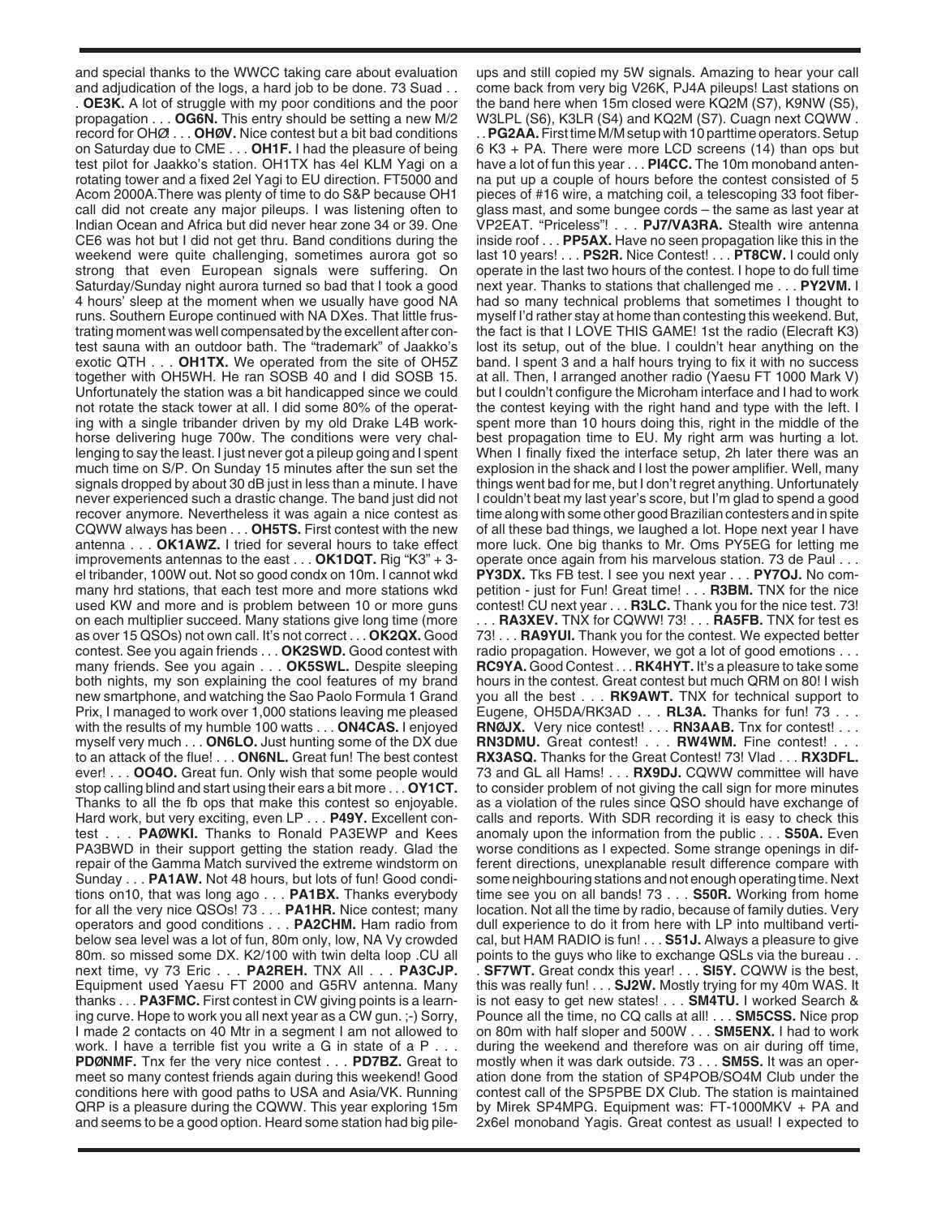and special thanks to the WWCC taking care about evaluation and adjudication of the logs, a hard job to be done. 73 Suad . . . **OE3K.** A lot of struggle with my poor conditions and the poor propagation . . . **OG6N.** This entry should be setting a new M/2 record for OHØ! . . . **OHØV.** Nice contest but a bit bad conditions on Saturday due to CME . . . **OH1F.** I had the pleasure of being test pilot for Jaakko's station. OH1TX has 4el KLM Yagi on a rotating tower and a fixed 2el Yagi to EU direction. FT5000 and Acom 2000A.There was plenty of time to do S&P because OH1 call did not create any major pileups. I was listening often to Indian Ocean and Africa but did never hear zone 34 or 39. One CE6 was hot but I did not get thru. Band conditions during the weekend were quite challenging, sometimes aurora got so strong that even European signals were suffering. On Saturday/Sunday night aurora turned so bad that I took a good 4 hours' sleep at the moment when we usually have good NA runs. Southern Europe continued with NA DXes. That little frustrating moment was well compensated by the excellent after contest sauna with an outdoor bath. The "trademark" of Jaakko's exotic QTH . . . **OH1TX.** We operated from the site of OH5Z together with OH5WH. He ran SOSB 40 and I did SOSB 15. Unfortunately the station was a bit handicapped since we could not rotate the stack tower at all. I did some 80% of the operating with a single tribander driven by my old Drake L4B workhorse delivering huge 700w. The conditions were very challenging to say the least. I just never got a pileup going and I spent much time on S/P. On Sunday 15 minutes after the sun set the signals dropped by about 30 dB just in less than a minute. I have never experienced such a drastic change. The band just did not recover anymore. Nevertheless it was again a nice contest as CQWW always has been . . . **OH5TS.** First contest with the new antenna . . . **OK1AWZ.** I tried for several hours to take effect improvements antennas to the east . . . **OK1DQT.** Rig "K3" + 3-el tribander, 100W out. Not so good condx on 10m. I cannot wkd many hrd stations, that each test more and more stations wkd used KW and more and is problem between 10 or more guns on each multiplier succeed. Many stations give long time (more as over 15 QSOs) not own call. It's not correct . . . **OK2QX.** Good contest. See you again friends . . . **OK2SWD.** Good contest with many friends. See you again . . . **OK5SWL.** Despite sleeping both nights, my son explaining the cool features of my brand new smartphone, and watching the Sao Paolo Formula 1 Grand Prix, I managed to work over 1,000 stations leaving me pleased with the results of my humble 100 watts . . . **ON4CAS.** I enjoyed myself very much . . . **ON6LO.** Just hunting some of the DX due to an attack of the flue! . . . **ON6NL.** Great fun! The best contest ever! . . . **OO4O.** Great fun. Only wish that some people would stop calling blind and start using their ears a bit more . . . **OY1CT.** Thanks to all the fb ops that make this contest so enjoyable. Hard work, but very exciting, even LP . . . **P49Y.** Excellent contest . . . **PAØWKI.** Thanks to Ronald PA3EWP and Kees PA3BWD in their support getting the station ready. Glad the repair of the Gamma Match survived the extreme windstorm on Sunday . . . **PA1AW.** Not 48 hours, but lots of fun! Good conditions on10, that was long ago . . . **PA1BX.** Thanks everybody for all the very nice QSOs! 73 . . . **PA1HR.** Nice contest; many operators and good conditions . . . **PA2CHM.** Ham radio from below sea level was a lot of fun, 80m only, low, NA Vy crowded 80m. so missed some DX. K2/100 with twin delta loop .CU all next time, vy 73 Eric . . . **PA2REH.** TNX All . . . **PA3CJP.** Equipment used Yaesu FT 2000 and G5RV antenna. Many thanks . . . **PA3FMC.** First contest in CW giving points is a learning curve. Hope to work you all next year as a CW gun. ;-) Sorry, I made 2 contacts on 40 Mtr in a segment I am not allowed to work. I have a terrible fist you write a G in state of a P . . . **PDØNMF.** Tnx fer the very nice contest . . . **PD7BZ.** Great to meet so many contest friends again during this weekend! Good conditions here with good paths to USA and Asia/VK. Running QRP is a pleasure during the CQWW. This year exploring 15m and seems to be a good option. Heard some station had big pileups and still copied my 5W signals. Amazing to hear your call come back from very big V26K, PJ4A pileups! Last stations on the band here when 15m closed were KQ2M (S7), K9NW (S5), W3LPL (S6), K3LR (S4) and KQ2M (S7). Cuagn next CQWW . . . **PG2AA.** First time M/M setup with 10 parttime operators. Setup 6 K3 + PA. There were more LCD screens (14) than ops but have a lot of fun this year . . . **PI4CC.** The 10m monoband antenna put up a couple of hours before the contest consisted of 5 pieces of #16 wire, a matching coil, a telescoping 33 foot fiberglass mast, and some bungee cords – the same as last year at VP2EAT. "Priceless"! . . . **PJ7/VA3RA.** Stealth wire antenna inside roof . . . **PP5AX.** Have no seen propagation like this in the last 10 years! . . . **PS2R.** Nice Contest! . . . **PT8CW.** I could only operate in the last two hours of the contest. I hope to do full time next year. Thanks to stations that challenged me . . . **PY2VM.** I had so many technical problems that sometimes I thought to myself I'd rather stay at home than contesting this weekend. But, the fact is that I LOVE THIS GAME! 1st the radio (Elecraft K3) lost its setup, out of the blue. I couldn't hear anything on the band. I spent 3 and a half hours trying to fix it with no success at all. Then, I arranged another radio (Yaesu FT 1000 Mark V) but I couldn't configure the Microham interface and I had to work the contest keying with the right hand and type with the left. I spent more than 10 hours doing this, right in the middle of the best propagation time to EU. My right arm was hurting a lot. When I finally fixed the interface setup, 2h later there was an explosion in the shack and I lost the power amplifier. Well, many things went bad for me, but I don't regret anything. Unfortunately I couldn't beat my last year's score, but I'm glad to spend a good time along with some other good Brazilian contesters and in spite of all these bad things, we laughed a lot. Hope next year I have more luck. One big thanks to Mr. Oms PY5EG for letting me operate once again from his marvelous station. 73 de Paul . . . **PY3DX.** Tks FB test. I see you next year . . . **PY7OJ.** No competition - just for Fun! Great time! . . . **R3BM.** TNX for the nice contest! CU next year . . . **R3LC.** Thank you for the nice test. 73! . . . **RA3XEV.** TNX for CQWW! 73! . . . **RA5FB.** TNX for test es 73! . . . **RA9YUI.** Thank you for the contest. We expected better radio propagation. However, we got a lot of good emotions . . . **RC9YA.** Good Contest . . . **RK4HYT.** It's a pleasure to take some hours in the contest. Great contest but much QRM on 80! I wish you all the best . . . **RK9AWT.** TNX for technical support to Eugene, OH5DA/RK3AD . . . **RL3A.** Thanks for fun! 73 . . . **RNØJX.** Very nice contest! . . . **RN3AAB.** Tnx for contest! . . . **RN3DMU.** Great contest! . . . **RW4WM.** Fine contest! . . . **RX3ASQ.** Thanks for the Great Contest! 73! Vlad . . . **RX3DFL.** 73 and GL all Hams! . . . **RX9DJ.** CQWW committee will have to consider problem of not giving the call sign for more minutes as a violation of the rules since QSO should have exchange of calls and reports. With SDR recording it is easy to check this anomaly upon the information from the public . . . **S50A.** Even worse conditions as I expected. Some strange openings in different directions, unexplanable result difference compare with some neighbouring stations and not enough operating time. Next time see you on all bands! 73 . . . **S50R.** Working from home location. Not all the time by radio, because of family duties. Very dull experience to do it from here with LP into multiband vertical, but HAM RADIO is fun! . . . **S51J.** Always a pleasure to give points to the guys who like to exchange QSLs via the bureau . . . **SF7WT.** Great condx this year! . . . **SI5Y.** CQWW is the best, this was really fun! . . . **SJ2W.** Mostly trying for my 40m WAS. It is not easy to get new states! . . . **SM4TU.** I worked Search & Pounce all the time, no CQ calls at all! . . . **SM5CSS.** Nice prop on 80m with half sloper and 500W . . . **SM5ENX.** I had to work during the weekend and therefore was on air during off time, mostly when it was dark outside. 73 . . . **SM5S.** It was an operation done from the station of SP4POB/SO4M Club under the contest call of the SP5PBE DX Club. The station is maintained by Mirek SP4MPG. Equipment was: FT-1000MKV + PA and 2x6el monoband Yagis. Great contest as usual! I expected to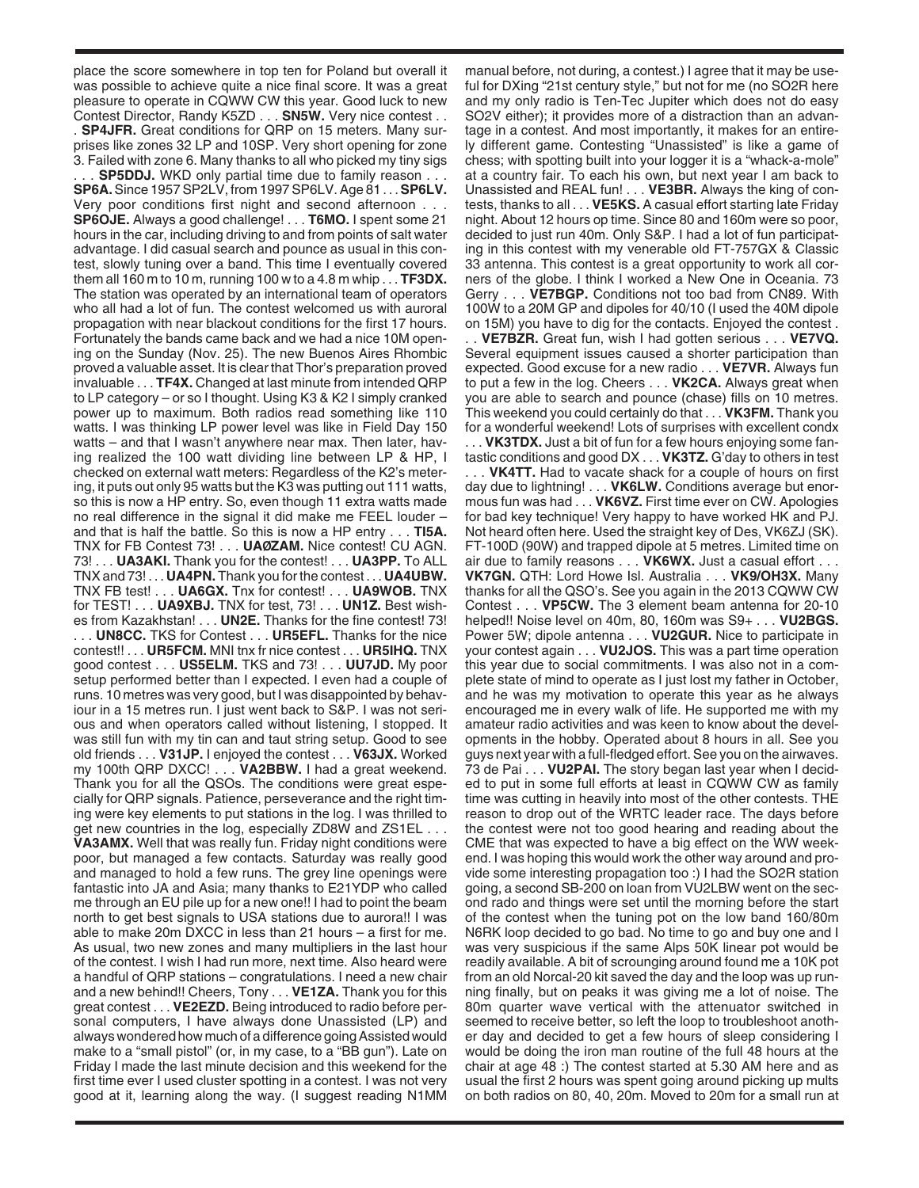place the score somewhere in top ten for Poland but overall it was possible to achieve quite a nice final score. It was a great pleasure to operate in CQWW CW this year. Good luck to new Contest Director, Randy K5ZD . . . **SN5W.** Very nice contest . . . **SP4JFR.** Great conditions for QRP on 15 meters. Many surprises like zones 32 LP and 10SP. Very short opening for zone 3. Failed with zone 6. Many thanks to all who picked my tiny sigs . . . **SP5DDJ.** WKD only partial time due to family reason . . . **SP6A.** Since 1957 SP2LV, from 1997 SP6LV. Age 81 . . . **SP6LV.** Very poor conditions first night and second afternoon . . . **SP6OJE.** Always a good challenge! . . . **T6MO.** I spent some 21 hours in the car, including driving to and from points of salt water advantage. I did casual search and pounce as usual in this contest, slowly tuning over a band. This time I eventually covered them all 160 m to 10 m, running 100 w to a 4.8 m whip . . . **TF3DX.** The station was operated by an international team of operators who all had a lot of fun. The contest welcomed us with auroral propagation with near blackout conditions for the first 17 hours. Fortunately the bands came back and we had a nice 10M opening on the Sunday (Nov. 25). The new Buenos Aires Rhombic proved a valuable asset. It is clear that Thor's preparation proved invaluable . . . **TF4X.** Changed at last minute from intended QRP to LP category – or so I thought. Using K3 & K2 I simply cranked power up to maximum. Both radios read something like 110 watts. I was thinking LP power level was like in Field Day 150 watts – and that I wasn't anywhere near max. Then later, having realized the 100 watt dividing line between LP & HP, I checked on external watt meters: Regardless of the K2's metering, it puts out only 95 watts but the K3 was putting out 111 watts, so this is now a HP entry. So, even though 11 extra watts made no real difference in the signal it did make me FEEL louder – and that is half the battle. So this is now a HP entry . . . **TI5A.** TNX for FB Contest 73! . . . **UAØZAM.** Nice contest! CU AGN. 73! . . . **UA3AKI.** Thank you for the contest! . . . **UA3PP.** To ALL TNX and 73! . . . **UA4PN.** Thank you for the contest . . . **UA4UBW.** TNX FB test! . . . **UA6GX.** Tnx for contest! . . . **UA9WOB.** TNX for TEST! . . . **UA9XBJ.** TNX for test, 73! . . . **UN1Z.** Best wishes from Kazakhstan! . . . **UN2E.** Thanks for the fine contest! 73! . . . **UN8CC.** TKS for Contest . . . **UR5EFL.** Thanks for the nice contest!! . . . **UR5FCM.** MNI tnx fr nice contest . . . **UR5IHQ.** TNX good contest . . . **US5ELM.** TKS and 73! . . . **UU7JD.** My poor setup performed better than I expected. I even had a couple of runs. 10 metres was very good, but I was disappointed by behaviour in a 15 metres run. I just went back to S&P. I was not serious and when operators called without listening, I stopped. It was still fun with my tin can and taut string setup. Good to see old friends . . . **V31JP.** I enjoyed the contest . . . **V63JX.** Worked my 100th QRP DXCC! . . . **VA2BBW.** I had a great weekend. Thank you for all the QSOs. The conditions were great especially for QRP signals. Patience, perseverance and the right timing were key elements to put stations in the log. I was thrilled to get new countries in the log, especially ZD8W and ZS1EL . . . **VA3AMX.** Well that was really fun. Friday night conditions were poor, but managed a few contacts. Saturday was really good and managed to hold a few runs. The grey line openings were fantastic into JA and Asia; many thanks to E21YDP who called me through an EU pile up for a new one!! I had to point the beam north to get best signals to USA stations due to aurora!! I was able to make 20m DXCC in less than 21 hours – a first for me. As usual, two new zones and many multipliers in the last hour of the contest. I wish I had run more, next time. Also heard were a handful of QRP stations – congratulations. I need a new chair and a new behind!! Cheers, Tony . . . **VE1ZA.** Thank you for this great contest . . . **VE2EZD.** Being introduced to radio before personal computers, I have always done Unassisted (LP) and always wondered how much of a difference going Assisted would make to a "small pistol" (or, in my case, to a "BB gun"). Late on Friday I made the last minute decision and this weekend for the first time ever I used cluster spotting in a contest. I was not very good at it, learning along the way. (I suggest reading N1MM manual before, not during, a contest.) I agree that it may be useful for DXing "21st century style," but not for me (no SO2R here and my only radio is Ten-Tec Jupiter which does not do easy SO2V either); it provides more of a distraction than an advantage in a contest. And most importantly, it makes for an entirely different game. Contesting "Unassisted" is like a game of chess; with spotting built into your logger it is a "whack-a-mole" at a country fair. To each his own, but next year I am back to Unassisted and REAL fun! . . . **VE3BR.** Always the king of contests, thanks to all . . . **VE5KS.** A casual effort starting late Friday night. About 12 hours op time. Since 80 and 160m were so poor, decided to just run 40m. Only S&P. I had a lot of fun participating in this contest with my venerable old FT-757GX & Classic 33 antenna. This contest is a great opportunity to work all corners of the globe. I think I worked a New One in Oceania. 73 Gerry . . . **VE7BGP.** Conditions not too bad from CN89. With 100W to a 20M GP and dipoles for 40/10 (I used the 40M dipole on 15M) you have to dig for the contacts. Enjoyed the contest . . . **VE7BZR.** Great fun, wish I had gotten serious . . . **VE7VQ.** Several equipment issues caused a shorter participation than expected. Good excuse for a new radio . . . **VE7VR.** Always fun to put a few in the log. Cheers . . . **VK2CA.** Always great when you are able to search and pounce (chase) fills on 10 metres. This weekend you could certainly do that . . . **VK3FM.** Thank you for a wonderful weekend! Lots of surprises with excellent condx . . . **VK3TDX.** Just a bit of fun for a few hours enjoying some fantastic conditions and good DX . . . **VK3TZ.** G'day to others in test . . . **VK4TT.** Had to vacate shack for a couple of hours on first day due to lightning! . . . **VK6LW.** Conditions average but enormous fun was had . . . **VK6VZ.** First time ever on CW. Apologies for bad key technique! Very happy to have worked HK and PJ. Not heard often here. Used the straight key of Des, VK6ZJ (SK). FT-100D (90W) and trapped dipole at 5 metres. Limited time on air due to family reasons . . . **VK6WX.** Just a casual effort . . . **VK7GN.** QTH: Lord Howe Isl. Australia . . . **VK9/OH3X.** Many thanks for all the QSO's. See you again in the 2013 CQWW CW Contest . . . **VP5CW.** The 3 element beam antenna for 20-10 helped!! Noise level on 40m, 80, 160m was S9+ . . . **VU2BGS.** Power 5W; dipole antenna . . . **VU2GUR.** Nice to participate in your contest again . . . **VU2JOS.** This was a part time operation this year due to social commitments. I was also not in a complete state of mind to operate as I just lost my father in October, and he was my motivation to operate this year as he always encouraged me in every walk of life. He supported me with my amateur radio activities and was keen to know about the developments in the hobby. Operated about 8 hours in all. See you guys next year with a full-fledged effort. See you on the airwaves. 73 de Pai . . . **VU2PAI.** The story began last year when I decided to put in some full efforts at least in CQWW CW as family time was cutting in heavily into most of the other contests. THE reason to drop out of the WRTC leader race. The days before the contest were not too good hearing and reading about the CME that was expected to have a big effect on the WW weekend. I was hoping this would work the other way around and provide some interesting propagation too :) I had the SO2R station going, a second SB-200 on loan from VU2LBW went on the second rado and things were set until the morning before the start of the contest when the tuning pot on the low band 160/80m N6RK loop decided to go bad. No time to go and buy one and I was very suspicious if the same Alps 50K linear pot would be readily available. A bit of scrounging around found me a 10K pot from an old Norcal-20 kit saved the day and the loop was up running finally, but on peaks it was giving me a lot of noise. The 80m quarter wave vertical with the attenuator switched in seemed to receive better, so left the loop to troubleshoot another day and decided to get a few hours of sleep considering I would be doing the iron man routine of the full 48 hours at the chair at age 48 :) The contest started at 5.30 AM here and as usual the first 2 hours was spent going around picking up mults on both radios on 80, 40, 20m. Moved to 20m for a small run at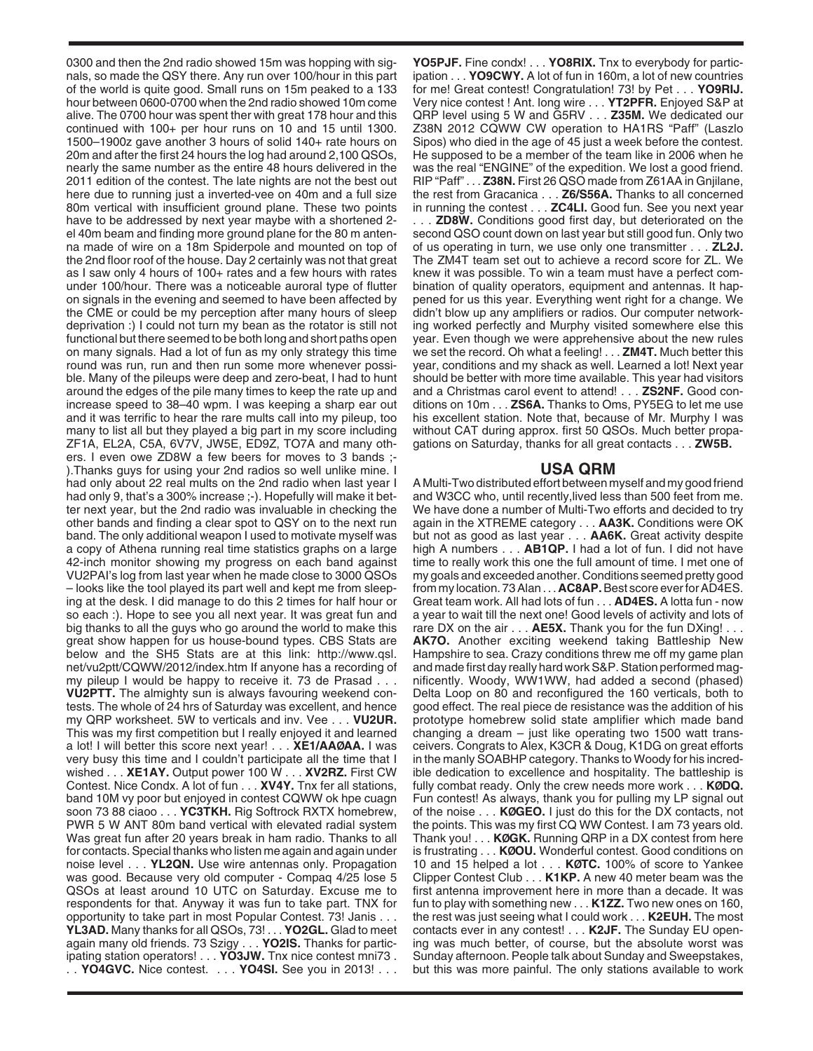0300 and then the 2nd radio showed 15m was hopping with signals, so made the QSY there. Any run over 100/hour in this part of the world is quite good. Small runs on 15m peaked to a 133 hour between 0600-0700 when the 2nd radio showed 10m come alive. The 0700 hour was spent ther with great 178 hour and this continued with 100+ per hour runs on 10 and 15 until 1300. 1500–1900z gave another 3 hours of solid 140+ rate hours on 20m and after the first 24 hours the log had around 2,100 QSOs, nearly the same number as the entire 48 hours delivered in the 2011 edition of the contest. The late nights are not the best out here due to running just a inverted-vee on 40m and a full size 80m vertical with insufficient ground plane. These two points have to be addressed by next year maybe with a shortened 2-el 40m beam and finding more ground plane for the 80 m antenna made of wire on a 18m Spiderpole and mounted on top of the 2nd floor roof of the house. Day 2 certainly was not that great as I saw only 4 hours of 100+ rates and a few hours with rates under 100/hour. There was a noticeable auroral type of flutter on signals in the evening and seemed to have been affected by the CME or could be my perception after many hours of sleep deprivation :) I could not turn my bean as the rotator is still not functional but there seemed to be both long and short paths open on many signals. Had a lot of fun as my only strategy this time round was run, run and then run some more whenever possible. Many of the pileups were deep and zero-beat, I had to hunt around the edges of the pile many times to keep the rate up and increase speed to 38–40 wpm. I was keeping a sharp ear out and it was terrific to hear the rare mults call into my pileup, too many to list all but they played a big part in my score including ZF1A, EL2A, C5A, 6V7V, JW5E, ED9Z, TO7A and many others. I even owe ZD8W a few beers for moves to 3 bands ;-).Thanks guys for using your 2nd radios so well unlike mine. I had only about 22 real mults on the 2nd radio when last year I had only 9, that's a 300% increase ;-). Hopefully will make it better next year, but the 2nd radio was invaluable in checking the other bands and finding a clear spot to QSY on to the next run band. The only additional weapon I used to motivate myself was a copy of Athena running real time statistics graphs on a large 42-inch monitor showing my progress on each band against VU2PAI's log from last year when he made close to 3000 QSOs – looks like the tool played its part well and kept me from sleeping at the desk. I did manage to do this 2 times for half hour or so each :). Hope to see you all next year. It was great fun and big thanks to all the guys who go around the world to make this great show happen for us house-bound types. CBS Stats are below and the SH5 Stats are at this link: http://www.qsl.net/vu2ptt/CQWW/2012/index.htm If anyone has a recording of my pileup I would be happy to receive it. 73 de Prasad . . . **VU2PTT.** The almighty sun is always favouring weekend contests. The whole of 24 hrs of Saturday was excellent, and hence my QRP worksheet. 5W to verticals and inv. Vee . . . **VU2UR.** This was my first competition but I really enjoyed it and learned a lot! I will better this score next year! . . . **XE1/AAØAA.** I was very busy this time and I couldn't participate all the time that I wished . . . **XE1AY.** Output power 100 W . . . **XV2RZ.** First CW Contest. Nice Condx. A lot of fun . . . **XV4Y.** Tnx fer all stations, band 10M vy poor but enjoyed in contest CQWW ok hpe cuagn soon 73 88 ciaoo . . . **YC3TKH.** Rig Softrock RXTX homebrew, PWR 5 W ANT 80m band vertical with elevated radial system Was great fun after 20 years break in ham radio. Thanks to all for contacts. Special thanks who listen me again and again under noise level . . . **YL2QN.** Use wire antennas only. Propagation was good. Because very old computer - Compaq 4/25 lose 5 QSOs at least around 10 UTC on Saturday. Excuse me to respondents for that. Anyway it was fun to take part. TNX for opportunity to take part in most Popular Contest. 73! Janis . . . **YL3AD.** Many thanks for all QSOs, 73! . . . **YO2GL.** Glad to meet again many old friends. 73 Szigy . . . **YO2IS.** Thanks for participating station operators! . . . **YO3JW.** Tnx nice contest mni73 . . . **YO4GVC.** Nice contest. . . . **YO4SI.** See you in 2013! . . . **YO5PJF.** Fine condx! . . . **YO8RIX.** Tnx to everybody for participation . . . **YO9CWY.** A lot of fun in 160m, a lot of new countries for me! Great contest! Congratulation! 73! by Pet . . . **YO9RIJ.** Very nice contest ! Ant. long wire . . . **YT2PFR.** Enjoyed S&P at QRP level using 5 W and G5RV . . . **Z35M.** We dedicated our Z38N 2012 CQWW CW operation to HA1RS "Paff" (Laszlo Sipos) who died in the age of 45 just a week before the contest. He supposed to be a member of the team like in 2006 when he was the real "ENGINE" of the expedition. We lost a good friend. RIP "Paff" . . . **Z38N.** First 26 QSO made from Z61AA in Gnjilane, the rest from Gracanica . . . **Z6/S56A.** Thanks to all concerned in running the contest . . . **ZC4LI.** Good fun. See you next year . . . **ZD8W.** Conditions good first day, but deteriorated on the second QSO count down on last year but still good fun. Only two of us operating in turn, we use only one transmitter . . . **ZL2J.** The ZM4T team set out to achieve a record score for ZL. We knew it was possible. To win a team must have a perfect combination of quality operators, equipment and antennas. It happened for us this year. Everything went right for a change. We didn't blow up any amplifiers or radios. Our computer networking worked perfectly and Murphy visited somewhere else this year. Even though we were apprehensive about the new rules we set the record. Oh what a feeling! . . . **ZM4T.** Much better this year, conditions and my shack as well. Learned a lot! Next year should be better with more time available. This year had visitors and a Christmas carol event to attend! . . . **ZS2NF.** Good conditions on 10m . . . **ZS6A.** Thanks to Oms, PY5EG to let me use his excellent station. Note that, because of Mr. Murphy I was without CAT during approx. first 50 QSOs. Much better propagations on Saturday, thanks for all great contacts . . . **ZW5B.**

## USA QRM

A Multi-Two distributed effort between myself and my good friend and W3CC who, until recently,lived less than 500 feet from me. We have done a number of Multi-Two efforts and decided to try again in the XTREME category . . . **AA3K.** Conditions were OK but not as good as last year . . . **AA6K.** Great activity despite high A numbers . . . **AB1QP.** I had a lot of fun. I did not have time to really work this one the full amount of time. I met one of my goals and exceeded another. Conditions seemed pretty good from my location. 73 Alan . . . **AC8AP.** Best score ever for AD4ES. Great team work. All had lots of fun . . . **AD4ES.** A lotta fun - now a year to wait till the next one! Good levels of activity and lots of rare DX on the air . . . **AE5X.** Thank you for the fun DXing! . . . **AK7O.** Another exciting weekend taking Battleship New Hampshire to sea. Crazy conditions threw me off my game plan and made first day really hard work S&P. Station performed magnificently. Woody, WW1WW, had added a second (phased) Delta Loop on 80 and reconfigured the 160 verticals, both to good effect. The real piece de resistance was the addition of his prototype homebrew solid state amplifier which made band changing a dream – just like operating two 1500 watt transceivers. Congrats to Alex, K3CR & Doug, K1DG on great efforts in the manly SOABHP category. Thanks to Woody for his incredible dedication to excellence and hospitality. The battleship is fully combat ready. Only the crew needs more work . . . **KØDQ.** Fun contest! As always, thank you for pulling my LP signal out of the noise . . . **KØGEO.** I just do this for the DX contacts, not the points. This was my first CQ WW Contest. I am 73 years old. Thank you! . . . **KØGK.** Running QRP in a DX contest from here is frustrating . . . **KØOU.** Wonderful contest. Good conditions on 10 and 15 helped a lot . . . **KØTC.** 100% of score to Yankee Clipper Contest Club . . . **K1KP.** A new 40 meter beam was the first antenna improvement here in more than a decade. It was fun to play with something new . . . **K1ZZ.** Two new ones on 160, the rest was just seeing what I could work . . . **K2EUH.** The most contacts ever in any contest! . . . **K2JF.** The Sunday EU opening was much better, of course, but the absolute worst was Sunday afternoon. People talk about Sunday and Sweepstakes, but this was more painful. The only stations available to work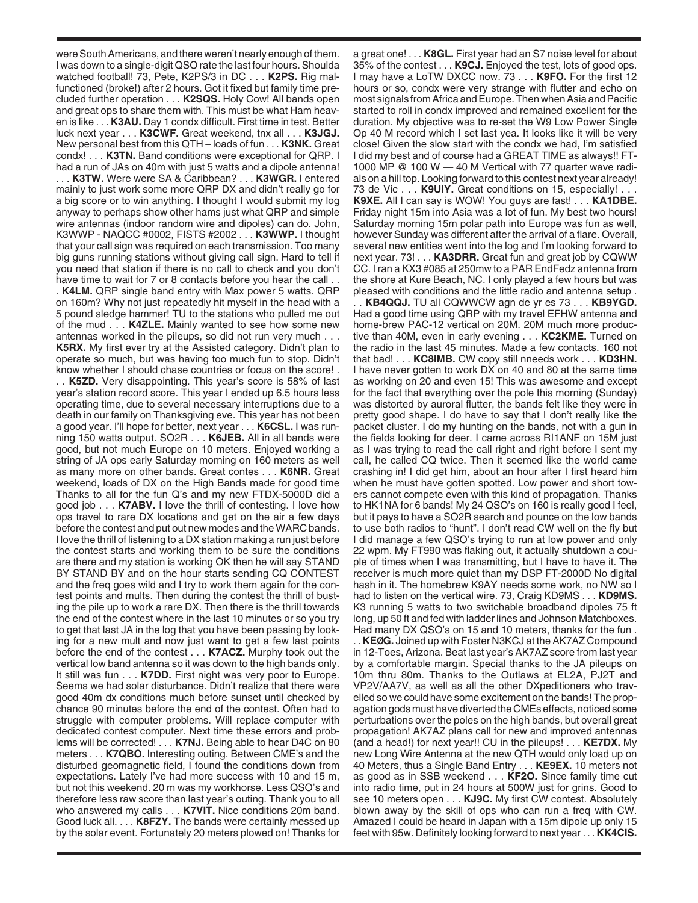were South Americans, and there weren't nearly enough of them. I was down to a single-digit QSO rate the last four hours. Shoulda watched football! 73, Pete, K2PS/3 in DC . . . **K2PS.** Rig malfunctioned (broke!) after 2 hours. Got it fixed but family time precluded further operation . . . **K2SQS.** Holy Cow! All bands open and great ops to share them with. This must be what Ham heaven is like . . . **K3AU.** Day 1 condx difficult. First time in test. Better luck next year . . . **K3CWF.** Great weekend, tnx all . . . **K3JGJ.** New personal best from this QTH – loads of fun . . . **K3NK.** Great condx! . . . **K3TN.** Band conditions were exceptional for QRP. I had a run of JAs on 40m with just 5 watts and a dipole antenna! . . . **K3TW.** Were were SA & Caribbean? . . . **K3WGR.** I entered mainly to just work some more QRP DX and didn't really go for a big score or to win anything. I thought I would submit my log anyway to perhaps show other hams just what QRP and simple wire antennas (indoor random wire and dipoles) can do. John, K3WWP - NAQCC #0002, FISTS #2002 . . . **K3WWP.** I thought that your call sign was required on each transmission. Too many big guns running stations without giving call sign. Hard to tell if you need that station if there is no call to check and you don't have time to wait for 7 or 8 contacts before you hear the call . . . **K4LM.** QRP single band entry with Max power 5 watts. QRP on 160m? Why not just repeatedly hit myself in the head with a 5 pound sledge hammer! TU to the stations who pulled me out of the mud . . . **K4ZLE.** Mainly wanted to see how some new antennas worked in the pileups, so did not run very much . . . **K5RX.** My first ever try at the Assisted category. Didn't plan to operate so much, but was having too much fun to stop. Didn't know whether I should chase countries or focus on the score! . . . **K5ZD.** Very disappointing. This year's score is 58% of last year's station record score. This year I ended up 6.5 hours less operating time, due to several necessary interruptions due to a death in our family on Thanksgiving eve. This year has not been a good year. I'll hope for better, next year . . . **K6CSL.** I was running 150 watts output. SO2R . . . **K6JEB.** All in all bands were good, but not much Europe on 10 meters. Enjoyed working a string of JA ops early Saturday morning on 160 meters as well as many more on other bands. Great contes . . . **K6NR.** Great weekend, loads of DX on the High Bands made for good time Thanks to all for the fun Q's and my new FTDX-5000D did a good job . . . **K7ABV.** I love the thrill of contesting. I love how ops travel to rare DX locations and get on the air a few days before the contest and put out new modes and the WARC bands. I love the thrill of listening to a DX station making a run just before the contest starts and working them to be sure the conditions are there and my station is working OK then he will say STAND BY STAND BY and on the hour starts sending CQ CONTEST and the freq goes wild and I try to work them again for the contest points and mults. Then during the contest the thrill of busting the pile up to work a rare DX. Then there is the thrill towards the end of the contest where in the last 10 minutes or so you try to get that last JA in the log that you have been passing by looking for a new mult and now just want to get a few last points before the end of the contest . . . **K7ACZ.** Murphy took out the vertical low band antenna so it was down to the high bands only. It still was fun . . . **K7DD.** First night was very poor to Europe. Seems we had solar disturbance. Didn't realize that there were good 40m dx conditions much before sunset until checked by chance 90 minutes before the end of the contest. Often had to struggle with computer problems. Will replace computer with dedicated contest computer. Next time these errors and problems will be corrected! . . . **K7NJ.** Being able to hear D4C on 80 meters . . . **K7QBO.** Interesting outing. Between CME's and the disturbed geomagnetic field, I found the conditions down from expectations. Lately I've had more success with 10 and 15 m, but not this weekend. 20 m was my workhorse. Less QSO's and therefore less raw score than last year's outing. Thank you to all who answered my calls . . . **K7VIT.** Nice conditions 20m band. Good luck all. . . . **K8FZY.** The bands were certainly messed up by the solar event. Fortunately 20 meters plowed on! Thanks for a great one! . . . **K8GL.** First year had an S7 noise level for about 35% of the contest . . . **K9CJ.** Enjoyed the test, lots of good ops. I may have a LoTW DXCC now. 73 . . . **K9FO.** For the first 12 hours or so, condx were very strange with flutter and echo on most signals from Africa and Europe. Then when Asia and Pacific started to roll in condx improved and remained excellent for the duration. My objective was to re-set the W9 Low Power Single Op 40 M record which I set last yea. It looks like it will be very close! Given the slow start with the condx we had, I'm satisfied I did my best and of course had a GREAT TIME as always!! FT-1000 MP @ 100 W — 40 M Vertical with 77 quarter wave radials on a hill top. Looking forward to this contest next year already! 73 de Vic . . . **K9UIY.** Great conditions on 15, especially! . . . **K9XE.** All I can say is WOW! You guys are fast! . . . **KA1DBE.** Friday night 15m into Asia was a lot of fun. My best two hours! Saturday morning 15m polar path into Europe was fun as well, however Sunday was different after the arrival of a flare. Overall, several new entities went into the log and I'm looking forward to next year. 73! . . . **KA3DRR.** Great fun and great job by CQWW CC. I ran a KX3 #085 at 250mw to a PAR EndFedz antenna from the shore at Kure Beach, NC. I only played a few hours but was pleased with conditions and the little radio and antenna setup . . . **KB4QQJ.** TU all CQWWCW agn de yr es 73 . . . **KB9YGD.** Had a good time using QRP with my travel EFHW antenna and home-brew PAC-12 vertical on 20M. 20M much more productive than 40M, even in early evening . . . **KC2KME.** Turned on the radio in the last 45 minutes. Made a few contacts. 160 not that bad! . . . **KC8IMB.** CW copy still nneeds work . . . **KD3HN.** I have never gotten to work DX on 40 and 80 at the same time as working on 20 and even 15! This was awesome and except for the fact that everything over the pole this morning (Sunday) was distorted by auroral flutter, the bands felt like they were in pretty good shape. I do have to say that I don't really like the packet cluster. I do my hunting on the bands, not with a gun in the fields looking for deer. I came across RI1ANF on 15M just as I was trying to read the call right and right before I sent my call, he called CQ twice. Then it seemed like the world came crashing in! I did get him, about an hour after I first heard him when he must have gotten spotted. Low power and short towers cannot compete even with this kind of propagation. Thanks to HK1NA for 6 bands! My 24 QSO's on 160 is really good I feel, but it pays to have a SO2R search and pounce on the low bands to use both radios to "hunt". I don't read CW well on the fly but I did manage a few QSO's trying to run at low power and only 22 wpm. My FT990 was flaking out, it actually shutdown a couple of times when I was transmitting, but I have to have it. The receiver is much more quiet than my DSP FT-2000D No digital hash in it. The homebrew K9AY needs some work, no NW so I had to listen on the vertical wire. 73, Craig KD9MS . . . **KD9MS.** K3 running 5 watts to two switchable broadband dipoles 75 ft long, up 50 ft and fed with ladder lines and Johnson Matchboxes. Had many DX QSO's on 15 and 10 meters, thanks for the fun . . . **KEØG.** Joined up with Foster N3KCJ at the AK7AZ Compound in 12-Toes, Arizona. Beat last year's AK7AZ score from last year by a comfortable margin. Special thanks to the JA pileups on 10m thru 80m. Thanks to the Outlaws at EL2A, PJ2T and VP2V/AA7V, as well as all the other DXpeditioners who travelled so we could have some excitement on the bands! The propagation gods must have diverted the CMEs effects, noticed some perturbations over the poles on the high bands, but overall great propagation! AK7AZ plans call for new and improved antennas (and a head!) for next year!! CU in the pileups! . . . **KE7DX.** My new Long Wire Antenna at the new QTH would only load up on 40 Meters, thus a Single Band Entry . . . **KE9EX.** 10 meters not as good as in SSB weekend . . . **KF2O.** Since family time cut into radio time, put in 24 hours at 500W just for grins. Good to see 10 meters open . . . **KJ9C.** My first CW contest. Absolutely blown away by the skill of ops who can run a freq with CW. Amazed I could be heard in Japan with a 15m dipole up only 15 feet with 95w. Definitely looking forward to next year . . . **KK4CIS.**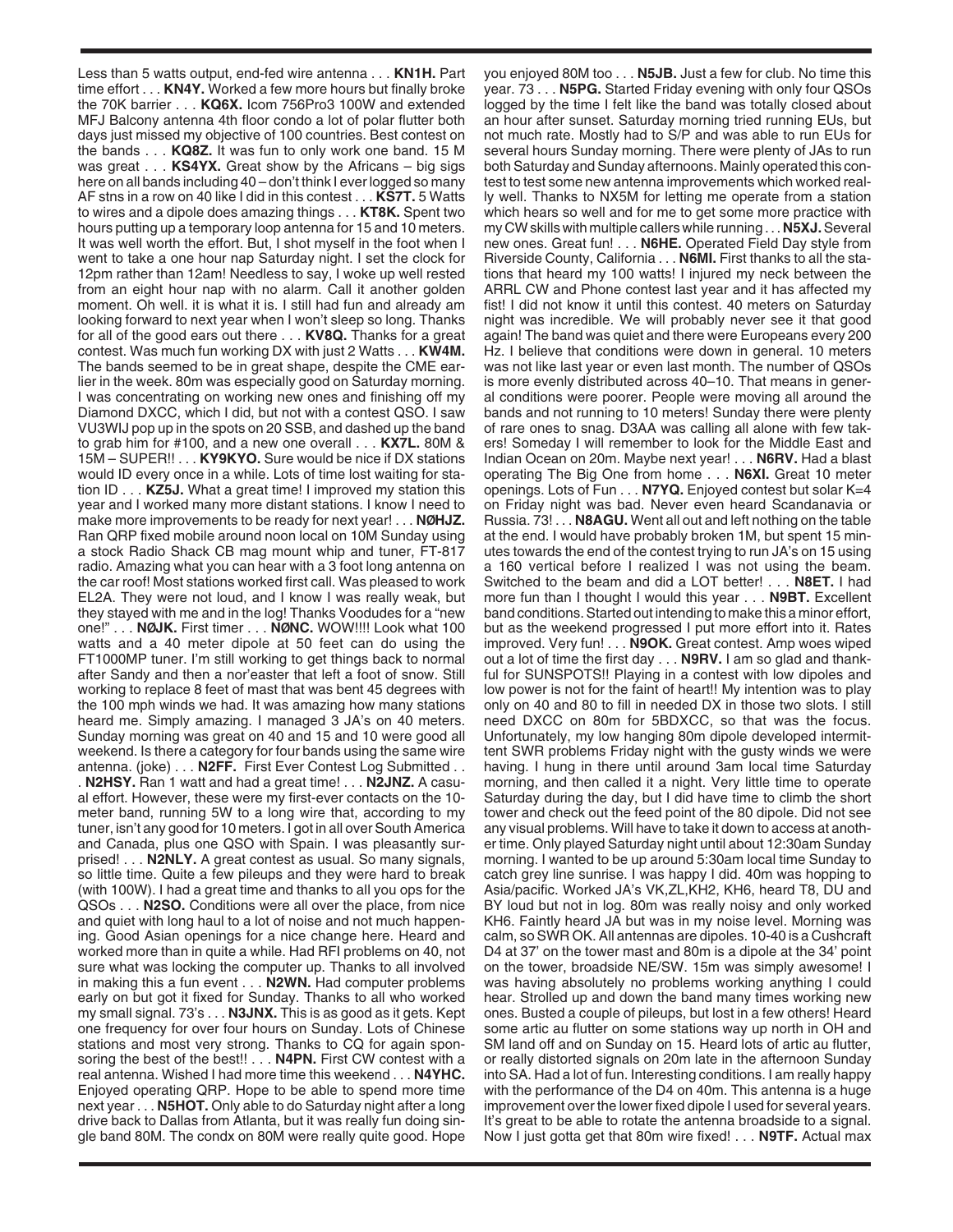Less than 5 watts output, end-fed wire antenna . . . **KN1H.** Part time effort . . . **KN4Y.** Worked a few more hours but finally broke the 70K barrier . . . **KQ6X.** Icom 756Pro3 100W and extended MFJ Balcony antenna 4th floor condo a lot of polar flutter both days just missed my objective of 100 countries. Best contest on the bands . . . **KQ8Z.** It was fun to only work one band. 15 M was great . . . **KS4YX.** Great show by the Africans – big sigs here on all bands including 40 – don't think I ever logged so many AF stns in a row on 40 like I did in this contest . . . **KS7T.** 5 Watts to wires and a dipole does amazing things . . . **KT8K.** Spent two hours putting up a temporary loop antenna for 15 and 10 meters. It was well worth the effort. But, I shot myself in the foot when I went to take a one hour nap Saturday night. I set the clock for 12pm rather than 12am! Needless to say, I woke up well rested from an eight hour nap with no alarm. Call it another golden moment. Oh well. it is what it is. I still had fun and already am looking forward to next year when I won't sleep so long. Thanks for all of the good ears out there . . . **KV8Q.** Thanks for a great contest. Was much fun working DX with just 2 Watts . . . **KW4M.** The bands seemed to be in great shape, despite the CME earlier in the week. 80m was especially good on Saturday morning. I was concentrating on working new ones and finishing off my Diamond DXCC, which I did, but not with a contest QSO. I saw VU3WIJ pop up in the spots on 20 SSB, and dashed up the band to grab him for #100, and a new one overall . . . **KX7L.** 80M & 15M – SUPER!! . . . **KY9KYO.** Sure would be nice if DX stations would ID every once in a while. Lots of time lost waiting for station ID . . . **KZ5J.** What a great time! I improved my station this year and I worked many more distant stations. I know I need to make more improvements to be ready for next year! . . . **NØHJZ.** Ran QRP fixed mobile around noon local on 10M Sunday using a stock Radio Shack CB mag mount whip and tuner, FT-817 radio. Amazing what you can hear with a 3 foot long antenna on the car roof! Most stations worked first call. Was pleased to work EL2A. They were not loud, and I know I was really weak, but they stayed with me and in the log! Thanks Voodudes for a "new one!" . . . **NØJK.** First timer . . . **NØNC.** WOW!!!! Look what 100 watts and a 40 meter dipole at 50 feet can do using the FT1000MP tuner. I'm still working to get things back to normal after Sandy and then a nor'easter that left a foot of snow. Still working to replace 8 feet of mast that was bent 45 degrees with the 100 mph winds we had. It was amazing how many stations heard me. Simply amazing. I managed 3 JA's on 40 meters. Sunday morning was great on 40 and 15 and 10 were good all weekend. Is there a category for four bands using the same wire antenna. (joke) . . . **N2FF.** First Ever Contest Log Submitted . . . **N2HSY.** Ran 1 watt and had a great time! . . . **N2JNZ.** A casual effort. However, these were my first-ever contacts on the 10-meter band, running 5W to a long wire that, according to my tuner, isn't any good for 10 meters. I got in all over South America and Canada, plus one QSO with Spain. I was pleasantly surprised! . . . **N2NLY.** A great contest as usual. So many signals, so little time. Quite a few pileups and they were hard to break (with 100W). I had a great time and thanks to all you ops for the QSOs . . . **N2SO.** Conditions were all over the place, from nice and quiet with long haul to a lot of noise and not much happening. Good Asian openings for a nice change here. Heard and worked more than in quite a while. Had RFI problems on 40, not sure what was locking the computer up. Thanks to all involved in making this a fun event . . . **N2WN.** Had computer problems early on but got it fixed for Sunday. Thanks to all who worked my small signal. 73's . . . **N3JNX.** This is as good as it gets. Kept one frequency for over four hours on Sunday. Lots of Chinese stations and most very strong. Thanks to CQ for again sponsoring the best of the best!! . . . **N4PN.** First CW contest with a real antenna. Wished I had more time this weekend . . . **N4YHC.** Enjoyed operating QRP. Hope to be able to spend more time next year . . . **N5HOT.** Only able to do Saturday night after a long drive back to Dallas from Atlanta, but it was really fun doing single band 80M. The condx on 80M were really quite good. Hope you enjoyed 80M too . . . **N5JB.** Just a few for club. No time this year. 73 . . . **N5PG.** Started Friday evening with only four QSOs logged by the time I felt like the band was totally closed about an hour after sunset. Saturday morning tried running EUs, but not much rate. Mostly had to S/P and was able to run EUs for several hours Sunday morning. There were plenty of JAs to run both Saturday and Sunday afternoons. Mainly operated this contest to test some new antenna improvements which worked really well. Thanks to NX5M for letting me operate from a station which hears so well and for me to get some more practice with my CW skills with multiple callers while running . . . **N5XJ.** Several new ones. Great fun! . . . **N6HE.** Operated Field Day style from Riverside County, California . . . **N6MI.** First thanks to all the stations that heard my 100 watts! I injured my neck between the ARRL CW and Phone contest last year and it has affected my fist! I did not know it until this contest. 40 meters on Saturday night was incredible. We will probably never see it that good again! The band was quiet and there were Europeans every 200 Hz. I believe that conditions were down in general. 10 meters was not like last year or even last month. The number of QSOs is more evenly distributed across 40–10. That means in general conditions were poorer. People were moving all around the bands and not running to 10 meters! Sunday there were plenty of rare ones to snag. D3AA was calling all alone with few takers! Someday I will remember to look for the Middle East and Indian Ocean on 20m. Maybe next year! . . . **N6RV.** Had a blast operating The Big One from home . . . **N6XI.** Great 10 meter openings. Lots of Fun . . . **N7YQ.** Enjoyed contest but solar K=4 on Friday night was bad. Never even heard Scandanavia or Russia. 73! . . . **N8AGU.** Went all out and left nothing on the table at the end. I would have probably broken 1M, but spent 15 minutes towards the end of the contest trying to run JA's on 15 using a 160 vertical before I realized I was not using the beam. Switched to the beam and did a LOT better! . . . **N8ET.** I had more fun than I thought I would this year . . . **N9BT.** Excellent band conditions. Started out intending to make this a minor effort, but as the weekend progressed I put more effort into it. Rates improved. Very fun! . . . **N9OK.** Great contest. Amp woes wiped out a lot of time the first day . . . **N9RV.** I am so glad and thankful for SUNSPOTS!! Playing in a contest with low dipoles and low power is not for the faint of heart!! My intention was to play only on 40 and 80 to fill in needed DX in those two slots. I still need DXCC on 80m for 5BDXCC, so that was the focus. Unfortunately, my low hanging 80m dipole developed intermittent SWR problems Friday night with the gusty winds we were having. I hung in there until around 3am local time Saturday morning, and then called it a night. Very little time to operate Saturday during the day, but I did have time to climb the short tower and check out the feed point of the 80 dipole. Did not see any visual problems. Will have to take it down to access at another time. Only played Saturday night until about 12:30am Sunday morning. I wanted to be up around 5:30am local time Sunday to catch grey line sunrise. I was happy I did. 40m was hopping to Asia/pacific. Worked JA's VK,ZL,KH2, KH6, heard T8, DU and BY loud but not in log. 80m was really noisy and only worked KH6. Faintly heard JA but was in my noise level. Morning was calm, so SWR OK. All antennas are dipoles. 10-40 is a Cushcraft D4 at 37' on the tower mast and 80m is a dipole at the 34' point on the tower, broadside NE/SW. 15m was simply awesome! I was having absolutely no problems working anything I could hear. Strolled up and down the band many times working new ones. Busted a couple of pileups, but lost in a few others! Heard some artic au flutter on some stations way up north in OH and SM land off and on Sunday on 15. Heard lots of artic au flutter, or really distorted signals on 20m late in the afternoon Sunday into SA. Had a lot of fun. Interesting conditions. I am really happy with the performance of the D4 on 40m. This antenna is a huge improvement over the lower fixed dipole I used for several years. It's great to be able to rotate the antenna broadside to a signal. Now I just gotta get that 80m wire fixed! . . . **N9TF.** Actual max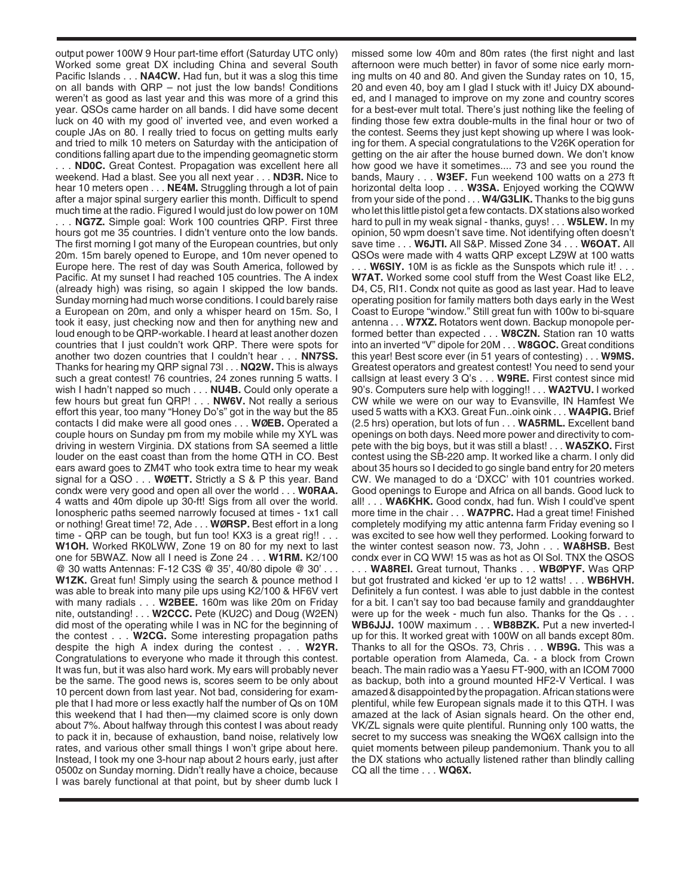output power 100W 9 Hour part-time effort (Saturday UTC only) Worked some great DX including China and several South Pacific Islands . . . **NA4CW.** Had fun, but it was a slog this time on all bands with QRP – not just the low bands! Conditions weren't as good as last year and this was more of a grind this year. QSOs came harder on all bands. I did have some decent luck on 40 with my good ol' inverted vee, and even worked a couple JAs on 80. I really tried to focus on getting mults early and tried to milk 10 meters on Saturday with the anticipation of conditions falling apart due to the impending geomagnetic storm . . . **ND0C.** Great Contest. Propagation was excellent here all weekend. Had a blast. See you all next year . . . **ND3R.** Nice to hear 10 meters open . . . **NE4M.** Struggling through a lot of pain after a major spinal surgery earlier this month. Difficult to spend much time at the radio. Figured I would just do low power on 10M . . . **NG7Z.** Simple goal: Work 100 countries QRP. First three hours got me 35 countries. I didn't venture onto the low bands. The first morning I got many of the European countries, but only 20m. 15m barely opened to Europe, and 10m never opened to Europe here. The rest of day was South America, followed by Pacific. At my sunset I had reached 105 countries. The A index (already high) was rising, so again I skipped the low bands. Sunday morning had much worse conditions. I could barely raise a European on 20m, and only a whisper heard on 15m. So, I took it easy, just checking now and then for anything new and loud enough to be QRP-workable. I heard at least another dozen countries that I just couldn't work QRP. There were spots for another two dozen countries that I couldn't hear . . . **NN7SS.** Thanks for hearing my QRP signal 73! . . . **NQ2W.** This is always such a great contest! 76 countries, 24 zones running 5 watts. I wish I hadn't napped so much . . . **NU4B.** Could only operate a few hours but great fun QRP! . . . **NW6V.** Not really a serious effort this year, too many "Honey Do's" got in the way but the 85 contacts I did make were all good ones . . . **WØEB.** Operated a couple hours on Sunday pm from my mobile while my XYL was driving in western Virginia. DX stations from SA seemed a little louder on the east coast than from the home QTH in CO. Best ears award goes to ZM4T who took extra time to hear my weak signal for a QSO . . . **WØETT.** Strictly a S & P this year. Band condx were very good and open all over the world . . . **W0RAA.** 4 watts and 40m dipole up 30-ft! Sigs from all over the world. Ionospheric paths seemed narrowly focused at times - 1x1 call or nothing! Great time! 72, Ade . . . **WØRSP.** Best effort in a long time - QRP can be tough, but fun too! KX3 is a great rig!! . . . **W1OH.** Worked RK0LWW, Zone 19 on 80 for my next to last one for 5BWAZ. Now all I need is Zone 24 . . . **W1RM.** K2/100 @ 30 watts Antennas: F-12 C3S @ 35', 40/80 dipole @ 30' . . . **W1ZK.** Great fun! Simply using the search & pounce method I was able to break into many pile ups using K2/100 & HF6V vert with many radials . . . **W2BEE.** 160m was like 20m on Friday nite, outstanding! . . . **W2CCC.** Pete (KU2C) and Doug (W2EN) did most of the operating while I was in NC for the beginning of the contest . . . **W2CG.** Some interesting propagation paths despite the high A index during the contest . . . **W2YR.** Congratulations to everyone who made it through this contest. It was fun, but it was also hard work. My ears will probably never be the same. The good news is, scores seem to be only about 10 percent down from last year. Not bad, considering for example that I had more or less exactly half the number of Qs on 10M this weekend that I had then—my claimed score is only down about 7%. About halfway through this contest I was about ready to pack it in, because of exhaustion, band noise, relatively low rates, and various other small things I won't gripe about here. Instead, I took my one 3-hour nap about 2 hours early, just after 0500z on Sunday morning. Didn't really have a choice, because I was barely functional at that point, but by sheer dumb luck I missed some low 40m and 80m rates (the first night and last afternoon were much better) in favor of some nice early morning mults on 40 and 80. And given the Sunday rates on 10, 15, 20 and even 40, boy am I glad I stuck with it! Juicy DX abounded, and I managed to improve on my zone and country scores for a best-ever mult total. There's just nothing like the feeling of finding those few extra double-mults in the final hour or two of the contest. Seems they just kept showing up where I was looking for them. A special congratulations to the V26K operation for getting on the air after the house burned down. We don't know how good we have it sometimes.... 73 and see you round the bands, Maury . . . **W3EF.** Fun weekend 100 watts on a 273 ft horizontal delta loop . . . **W3SA.** Enjoyed working the CQWW from your side of the pond . . . **W4/G3LIK.** Thanks to the big guns who let this little pistol get a few contacts. DX stations also worked hard to pull in my weak signal - thanks, guys! . . . **W5LEW.** In my opinion, 50 wpm doesn't save time. Not identifying often doesn't save time . . . **W6JTI.** All S&P. Missed Zone 34 . . . **W6OAT.** All QSOs were made with 4 watts QRP except LZ9W at 100 watts . . . **W6SIY.** 10M is as fickle as the Sunspots which rule it! . . . **W7AT.** Worked some cool stuff from the West Coast like EL2, D4, C5, RI1. Condx not quite as good as last year. Had to leave operating position for family matters both days early in the West Coast to Europe "window." Still great fun with 100w to bi-square antenna . . . **W7XZ.** Rotators went down. Backup monopole performed better than expected . . . **W8CZN.** Station ran 10 watts into an inverted "V" dipole for 20M . . . **W8GOC.** Great conditions this year! Best score ever (in 51 years of contesting) . . . **W9MS.** Greatest operators and greatest contest! You need to send your callsign at least every 3 Q's . . . **W9RE.** First contest since mid 90's. Computers sure help with logging!! . . . **WA2TVU.** I worked CW while we were on our way to Evansville, IN Hamfest We used 5 watts with a KX3. Great Fun..oink oink . . . **WA4PIG.** Brief (2.5 hrs) operation, but lots of fun . . . **WA5RML.** Excellent band openings on both days. Need more power and directivity to compete with the big boys, but it was still a blast! . . . **WA5ZKO.** First contest using the SB-220 amp. It worked like a charm. I only did about 35 hours so I decided to go single band entry for 20 meters CW. We managed to do a 'DXCC' with 101 countries worked. Good openings to Europe and Africa on all bands. Good luck to all! . . . **WA6KHK.** Good condx, had fun. Wish I could've spent more time in the chair . . . **WA7PRC.** Had a great time! Finished completely modifying my attic antenna farm Friday evening so I was excited to see how well they performed. Looking forward to the winter contest season now. 73, John . . . **WA8HSB.** Best condx ever in CQ WW! 15 was as hot as Ol Sol. TNX the QSOS . . . **WA8REI.** Great turnout, Thanks . . . **WBØPYF.** Was QRP but got frustrated and kicked 'er up to 12 watts! . . . **WB6HVH.** Definitely a fun contest. I was able to just dabble in the contest for a bit. I can't say too bad because family and granddaughter were up for the week - much fun also. Thanks for the Qs . . . **WB6JJJ.** 100W maximum . . . **WB8BZK.** Put a new inverted-l up for this. It worked great with 100W on all bands except 80m. Thanks to all for the QSOs. 73, Chris . . . **WB9G.** This was a portable operation from Alameda, Ca. - a block from Crown beach. The main radio was a Yaesu FT-900, with an ICOM 7000 as backup, both into a ground mounted HF2-V Vertical. I was amazed & disappointed by the propagation. African stations were plentiful, while few European signals made it to this QTH. I was amazed at the lack of Asian signals heard. On the other end, VK/ZL signals were quite plentiful. Running only 100 watts, the secret to my success was sneaking the WQ6X callsign into the quiet moments between pileup pandemonium. Thank you to all the DX stations who actually listened rather than blindly calling CQ all the time . . . **WQ6X.**